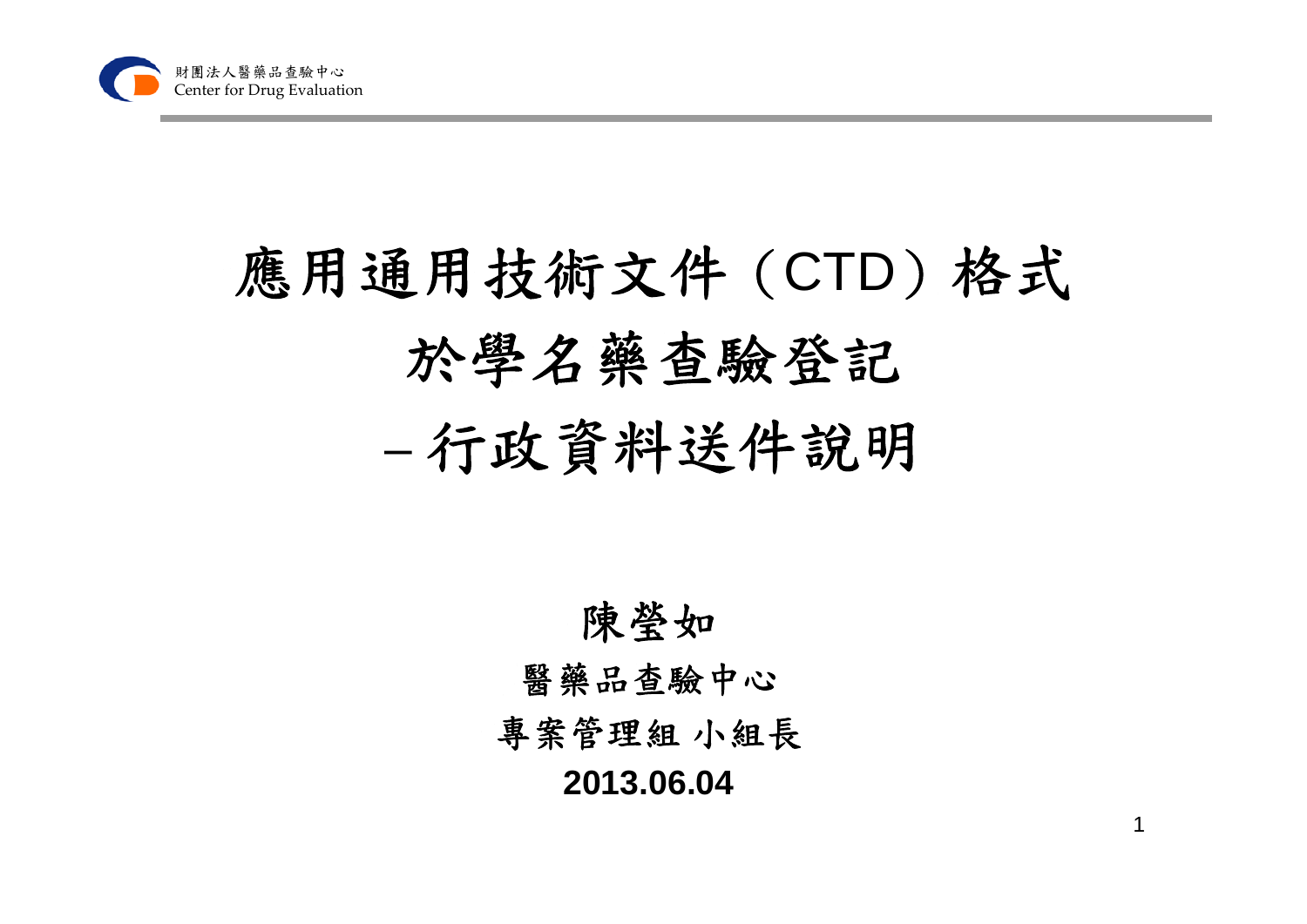# 應用通用技術文件（CTD）格式
# 於學名藥查驗登記
# –行政資料送件說明

陳瑩如

醫藥品查驗中心

專案管理組 小組長

**2013.06.04**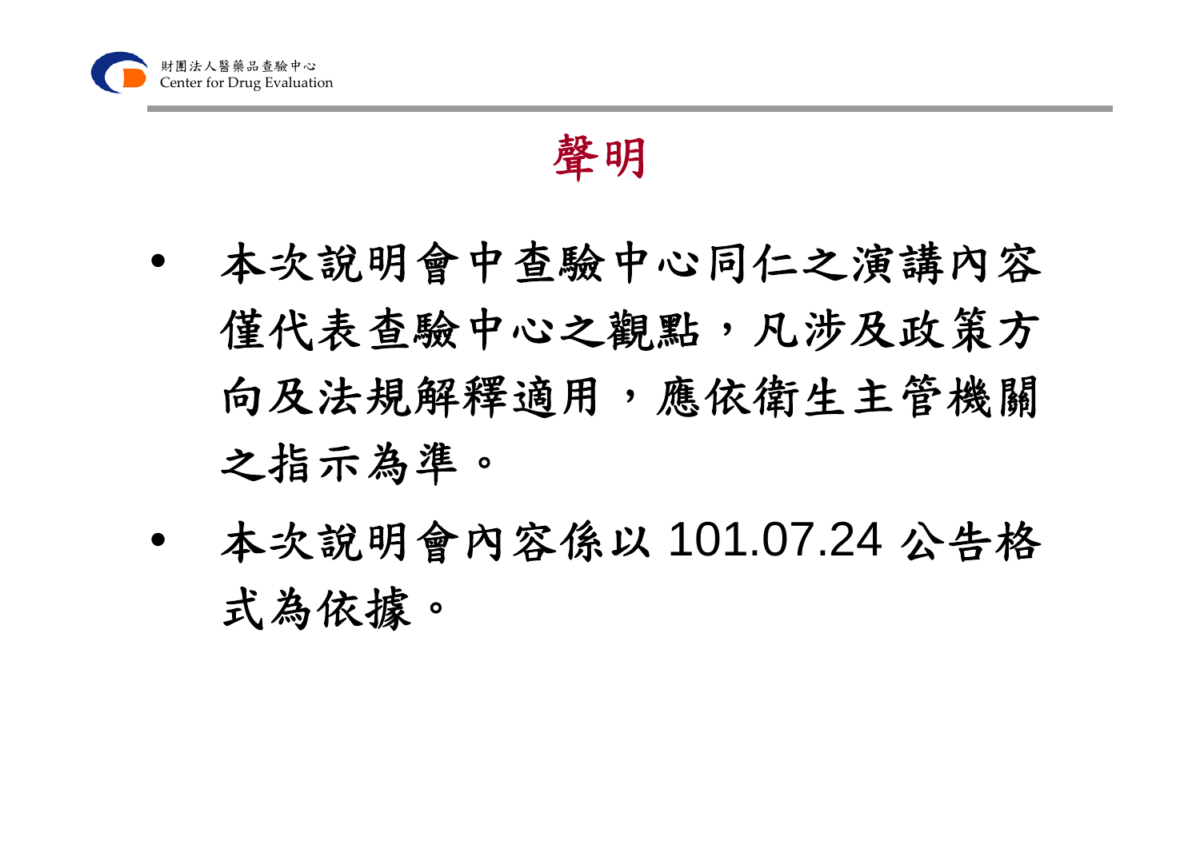# 聲明

- 本次說明會中查驗中心同仁之演講內容僅代表查驗中心之觀點，凡涉及政策方向及法規解釋適用，應依衛生主管機關之指示為準。
- 本次說明會內容係以 101.07.24 公告格式為依據。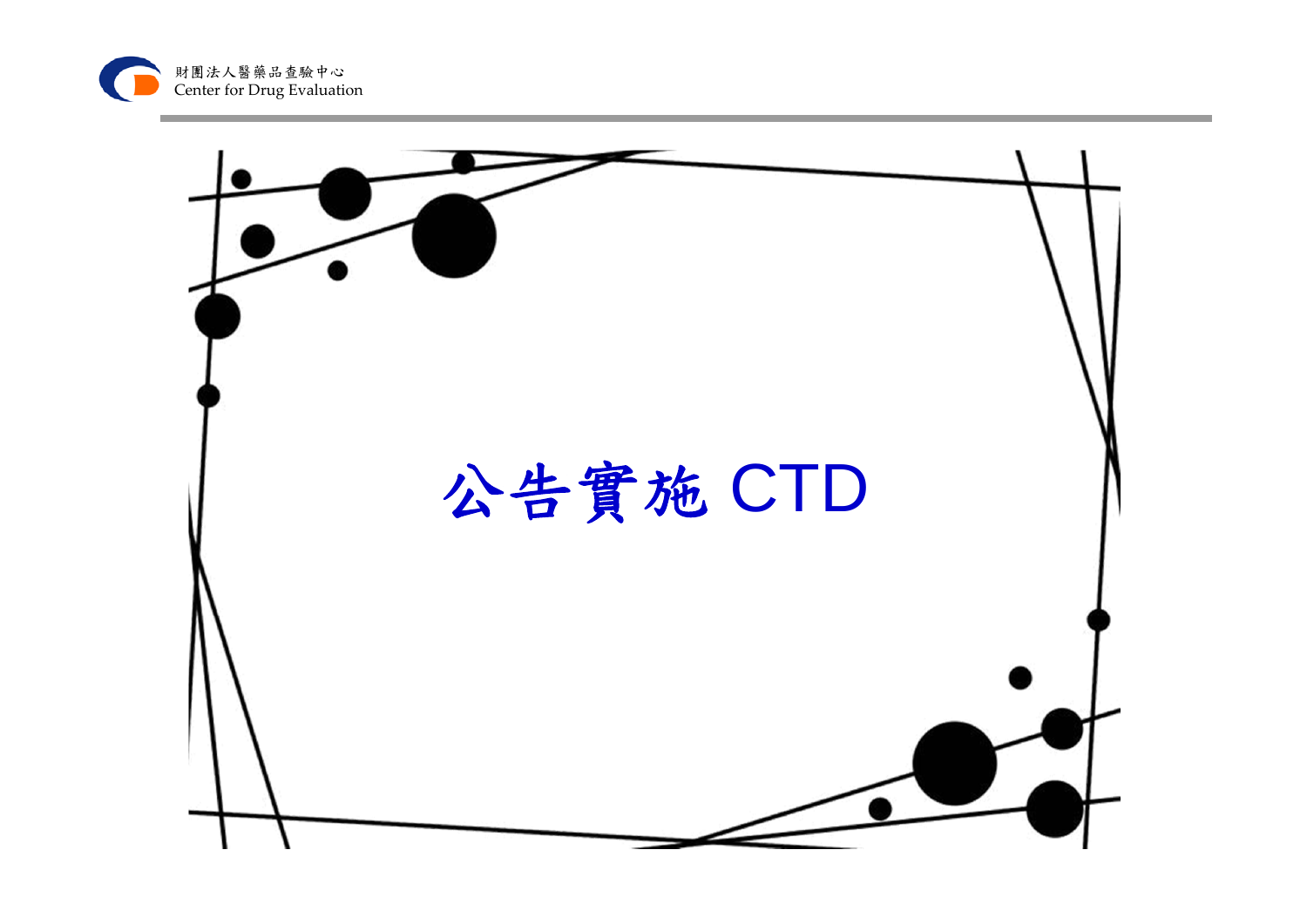# 公告實施 CTD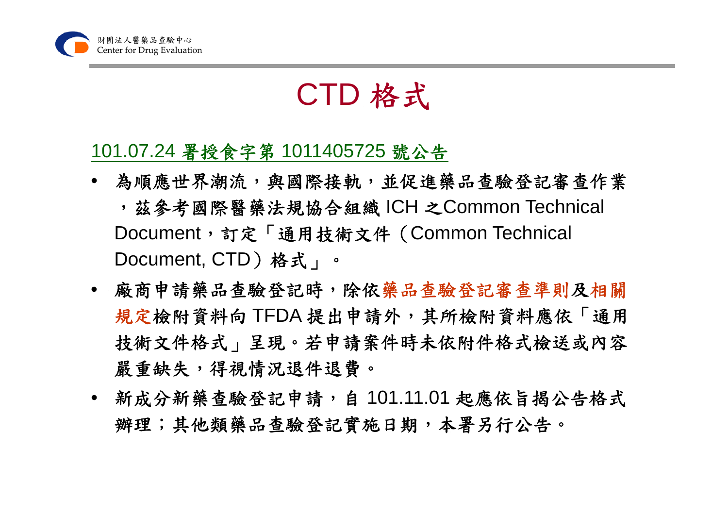# CTD 格式

101.07.24 署授食字第 1011405725 號公告

- 為順應世界潮流，與國際接軌，並促進藥品查驗登記審查作業，茲參考國際醫藥法規協合組織 ICH 之Common Technical Document，訂定「通用技術文件（Common Technical Document, CTD）格式」。
- 廠商申請藥品查驗登記時，除依藥品查驗登記審查準則及相關規定檢附資料向 TFDA 提出申請外，其所檢附資料應依「通用技術文件格式」呈現。若申請案件時未依附件格式檢送或內容嚴重缺失，得視情況退件退費。
- 新成分新藥查驗登記申請，自 101.11.01 起應依旨揭公告格式辦理；其他類藥品查驗登記實施日期，本署另行公告。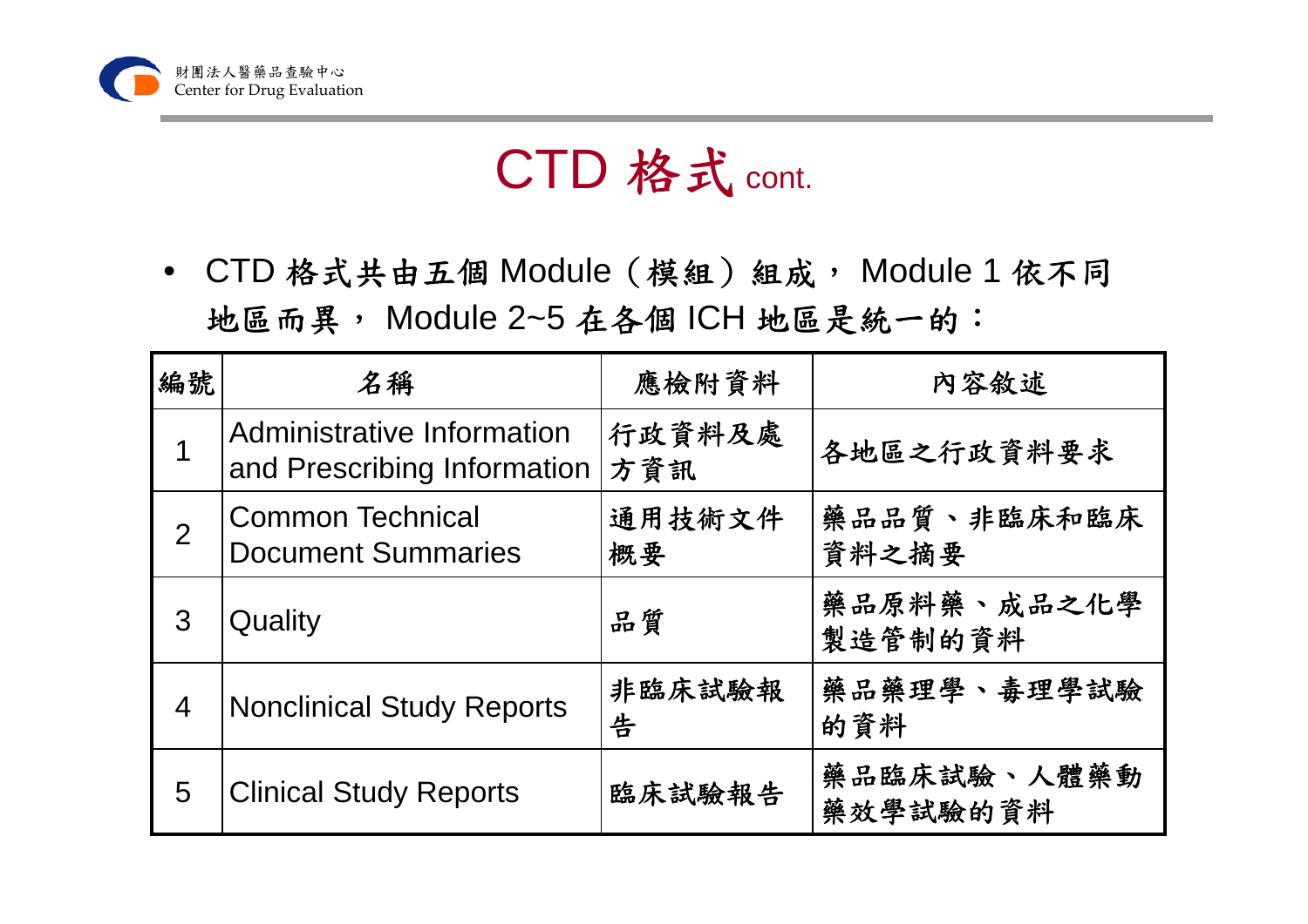# CTD 格式 cont.

- CTD 格式共由五個 Module（模組）組成， Module 1 依不同地區而異， Module 2~5 在各個 ICH 地區是統一的：

| 編號 | 名稱 | 應檢附資料 | 內容敘述 |
| --- | --- | --- | --- |
| 1 | Administrative Information and Prescribing Information | 行政資料及處方資訊 | 各地區之行政資料要求 |
| 2 | Common Technical Document Summaries | 通用技術文件概要 | 藥品品質、非臨床和臨床資料之摘要 |
| 3 | Quality | 品質 | 藥品原料藥、成品之化學製造管制的資料 |
| 4 | Nonclinical Study Reports | 非臨床試驗報告 | 藥品藥理學、毒理學試驗的資料 |
| 5 | Clinical Study Reports | 臨床試驗報告 | 藥品臨床試驗、人體藥動藥效學試驗的資料 |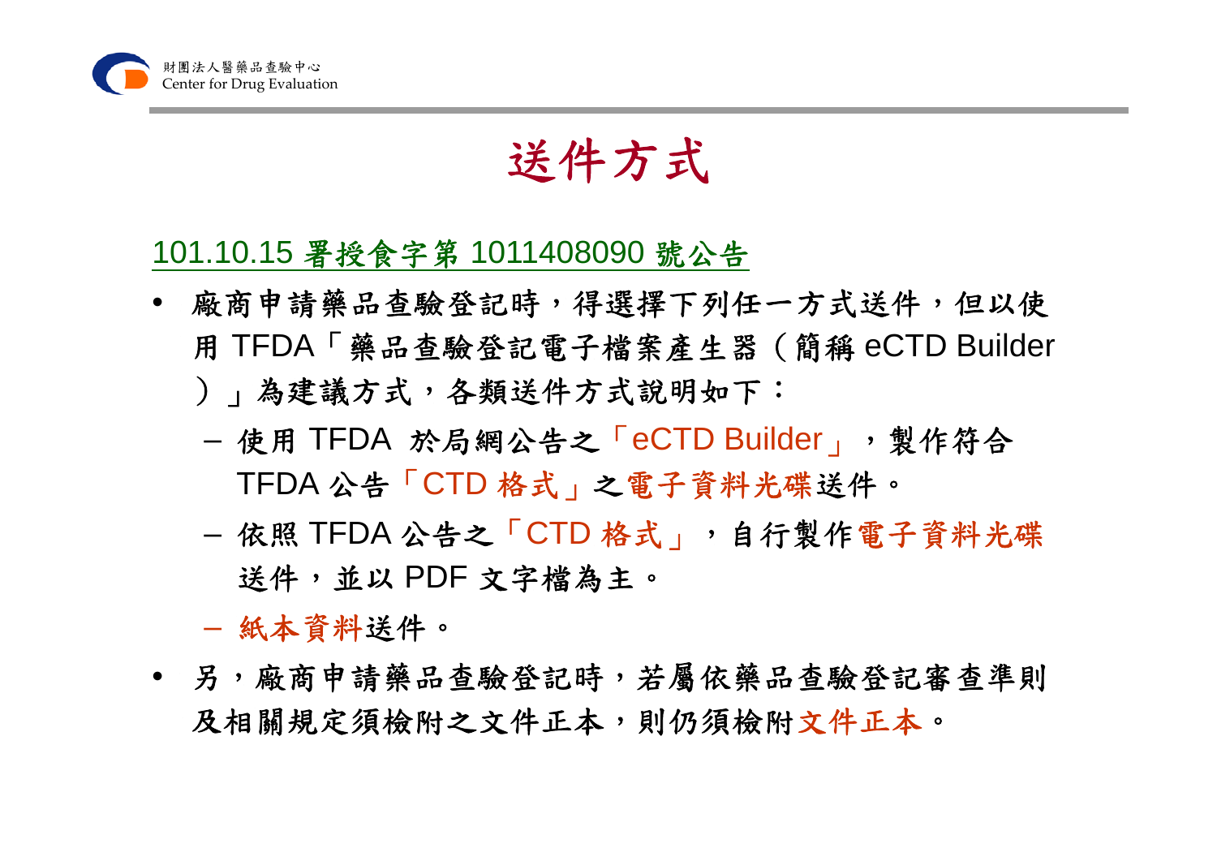# 送件方式

101.10.15 署授食字第 1011408090 號公告

- 廠商申請藥品查驗登記時，得選擇下列任一方式送件，但以使用 TFDA「藥品查驗登記電子檔案產生器（簡稱 eCTD Builder）」為建議方式，各類送件方式說明如下：
  - 使用 TFDA 於局網公告之「eCTD Builder」，製作符合 TFDA 公告「CTD 格式」之電子資料光碟送件。
  - 依照 TFDA 公告之「CTD 格式」，自行製作電子資料光碟送件，並以 PDF 文字檔為主。
  - 紙本資料送件。
- 另，廠商申請藥品查驗登記時，若屬依藥品查驗登記審查準則及相關規定須檢附之文件正本，則仍須檢附文件正本。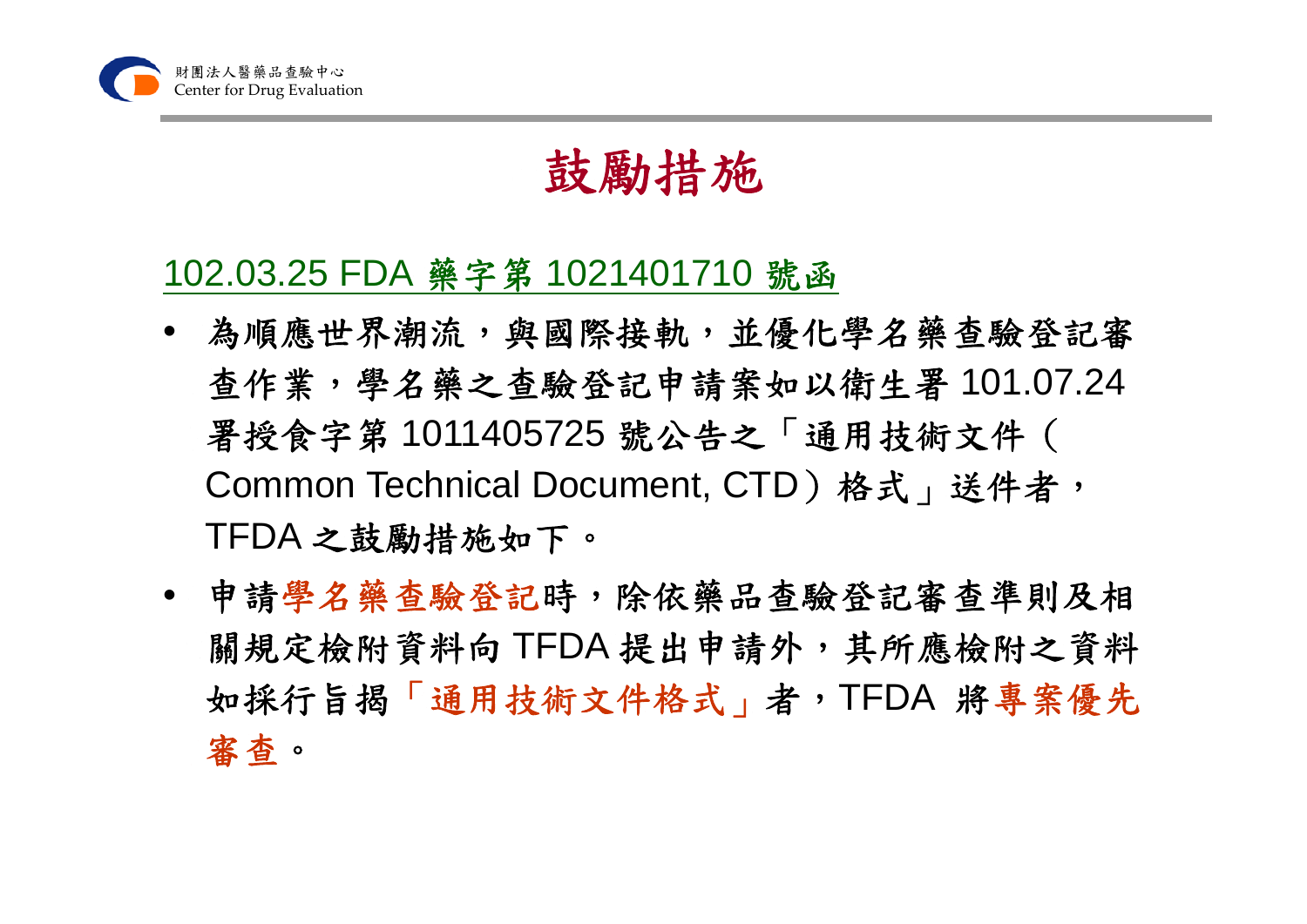# 鼓勵措施

102.03.25 FDA 藥字第 1021401710 號函

- 為順應世界潮流，與國際接軌，並優化學名藥查驗登記審查作業，學名藥之查驗登記申請案如以衛生署 101.07.24 署授食字第 1011405725 號公告之「通用技術文件（Common Technical Document, CTD）格式」送件者，TFDA 之鼓勵措施如下。
- 申請學名藥查驗登記時，除依藥品查驗登記審查準則及相關規定檢附資料向 TFDA 提出申請外，其所應檢附之資料如採行旨揭「通用技術文件格式」者，TFDA 將專案優先審查。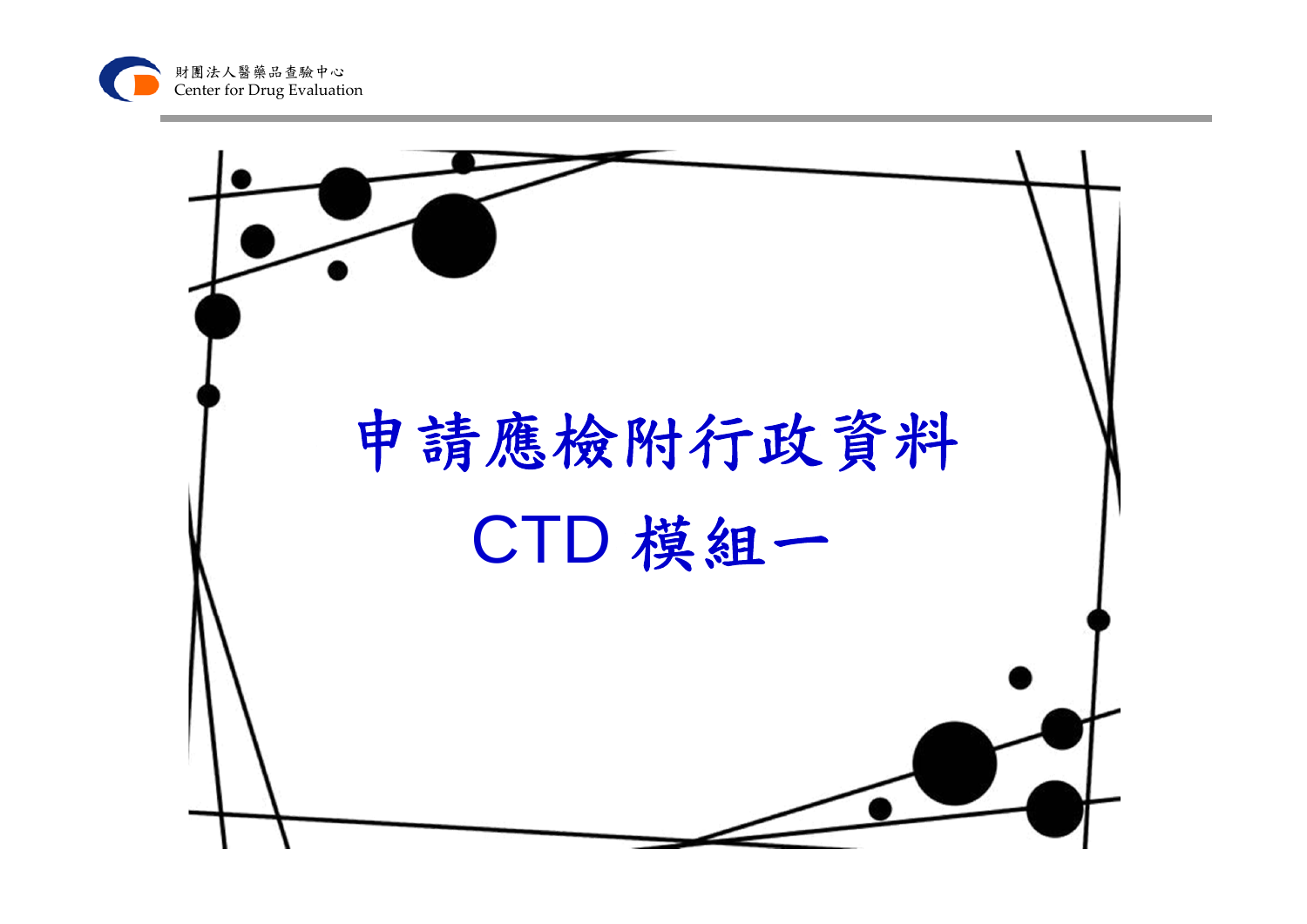# 申請應檢附行政資料

# CTD 模組一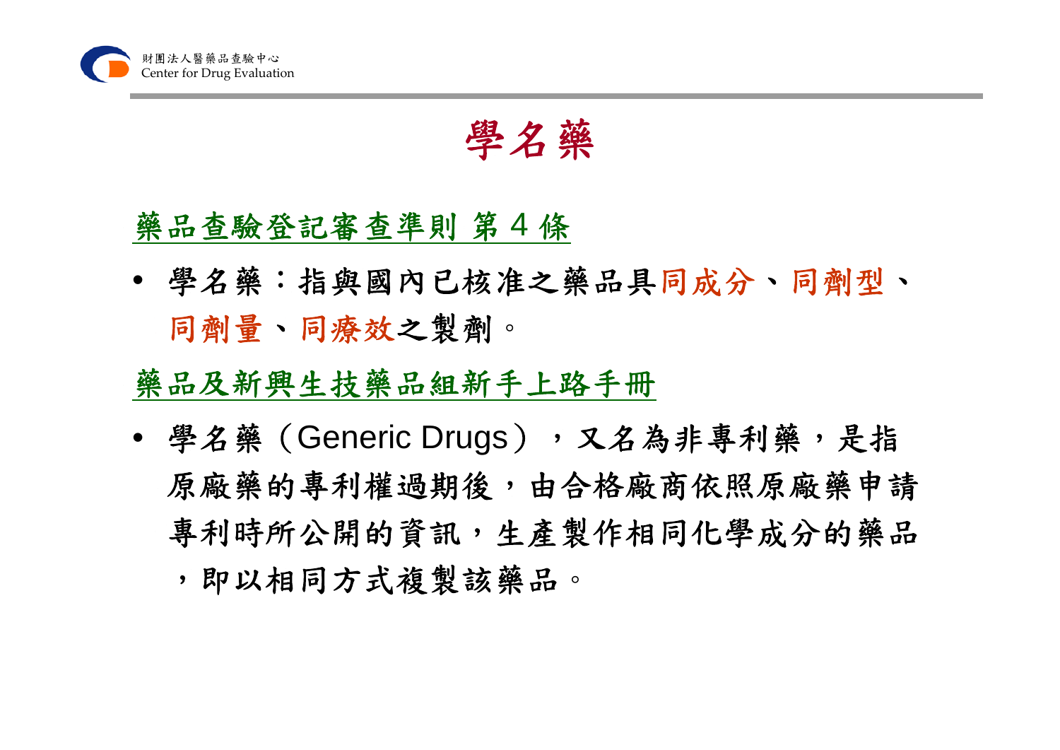# 學名藥

## 藥品查驗登記審查準則 第 4 條

- 學名藥：指與國內已核准之藥品具同成分、同劑型、同劑量、同療效之製劑。

## 藥品及新興生技藥品組新手上路手冊

- 學名藥（Generic Drugs），又名為非專利藥，是指原廠藥的專利權過期後，由合格廠商依照原廠藥申請專利時所公開的資訊，生產製作相同化學成分的藥品，即以相同方式複製該藥品。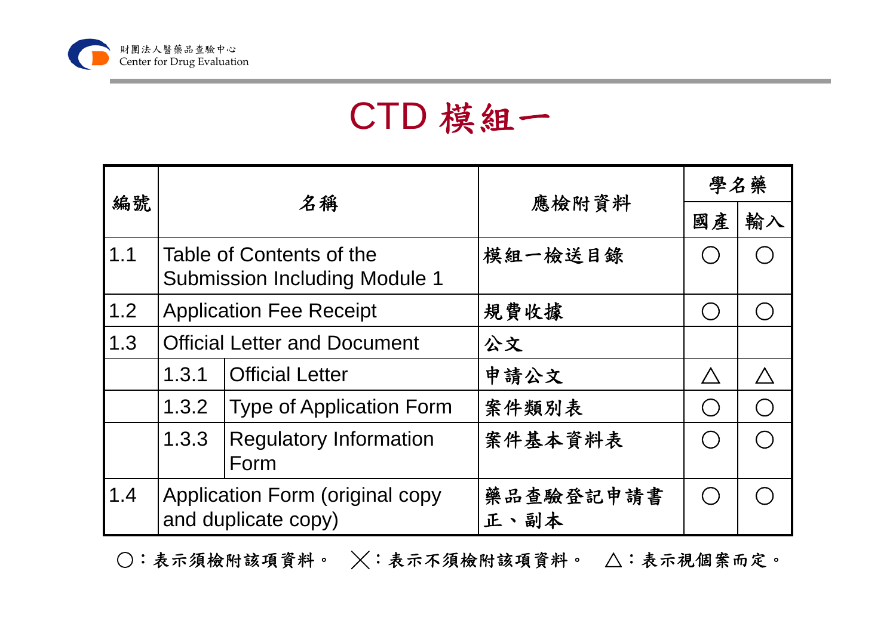# CTD 模組一

| 編號 | 名稱 | | 應檢附資料 | 學名藥 | |
|---|---|---|---|---|---|
| | | | | 國產 | 輸入 |
| 1.1 | Table of Contents of the Submission Including Module 1 | | 模組一檢送目錄 | ○ | ○ |
| 1.2 | Application Fee Receipt | | 規費收據 | ○ | ○ |
| 1.3 | Official Letter and Document | | 公文 | | |
| | 1.3.1 | Official Letter | 申請公文 | △ | △ |
| | 1.3.2 | Type of Application Form | 案件類別表 | ○ | ○ |
| | 1.3.3 | Regulatory Information Form | 案件基本資料表 | ○ | ○ |
| 1.4 | Application Form (original copy and duplicate copy) | | 藥品查驗登記申請書正、副本 | ○ | ○ |

○：表示須檢附該項資料。 ╳：表示不須檢附該項資料。 △：表示視個案而定。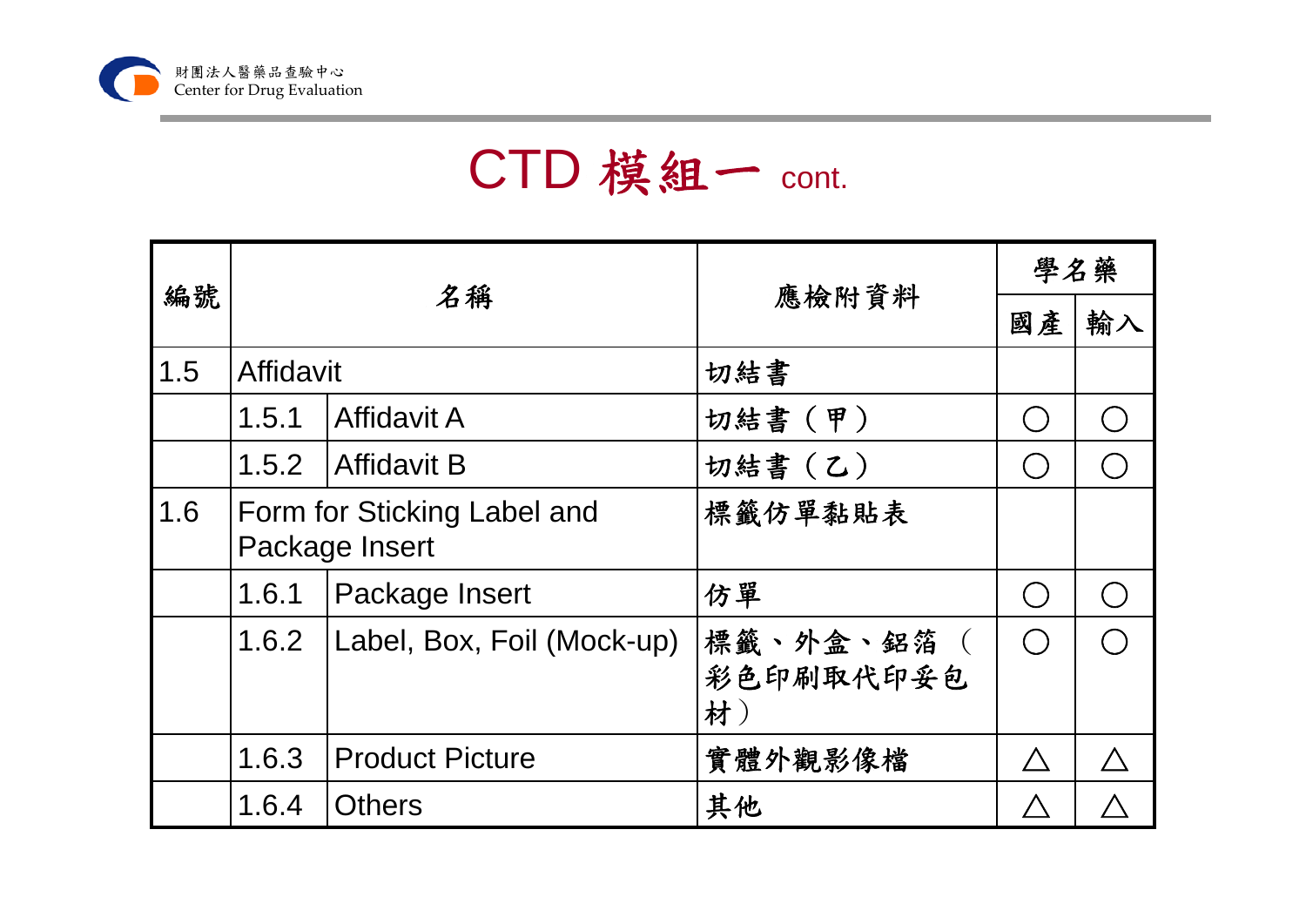# CTD 模組一 cont.

| 編號 | 名稱 | | 應檢附資料 | 學名藥 | |
|---|---|---|---|---|---|
| | | | | 國產 | 輸入 |
| 1.5 | Affidavit | | 切結書 | | |
| | 1.5.1 | Affidavit A | 切結書（甲） | ○ | ○ |
| | 1.5.2 | Affidavit B | 切結書（乙） | ○ | ○ |
| 1.6 | Form for Sticking Label and Package Insert | | 標籤仿單黏貼表 | | |
| | 1.6.1 | Package Insert | 仿單 | ○ | ○ |
| | 1.6.2 | Label, Box, Foil (Mock-up) | 標籤、外盒、鋁箔（彩色印刷取代印妥包材） | ○ | ○ |
| | 1.6.3 | Product Picture | 實體外觀影像檔 | △ | △ |
| | 1.6.4 | Others | 其他 | △ | △ |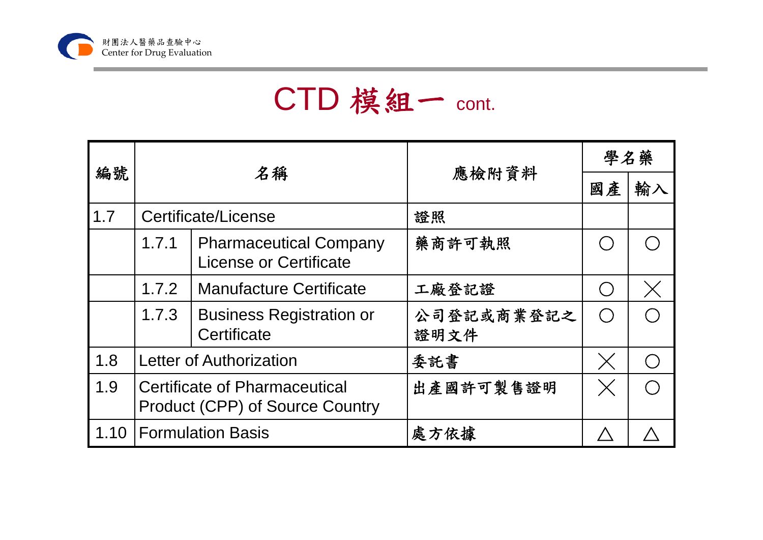# CTD 模組一 cont.

| 編號 | 名稱 | | 應檢附資料 | 學名藥 | |
|---|---|---|---|---|---|
| | | | | 國產 | 輸入 |
| 1.7 | Certificate/License | | 證照 | | |
| | 1.7.1 | Pharmaceutical Company License or Certificate | 藥商許可執照 | ○ | ○ |
| | 1.7.2 | Manufacture Certificate | 工廠登記證 | ○ | × |
| | 1.7.3 | Business Registration or Certificate | 公司登記或商業登記之證明文件 | ○ | ○ |
| 1.8 | Letter of Authorization | | 委託書 | × | ○ |
| 1.9 | Certificate of Pharmaceutical Product (CPP) of Source Country | | 出產國許可製售證明 | × | ○ |
| 1.10 | Formulation Basis | | 處方依據 | △ | △ |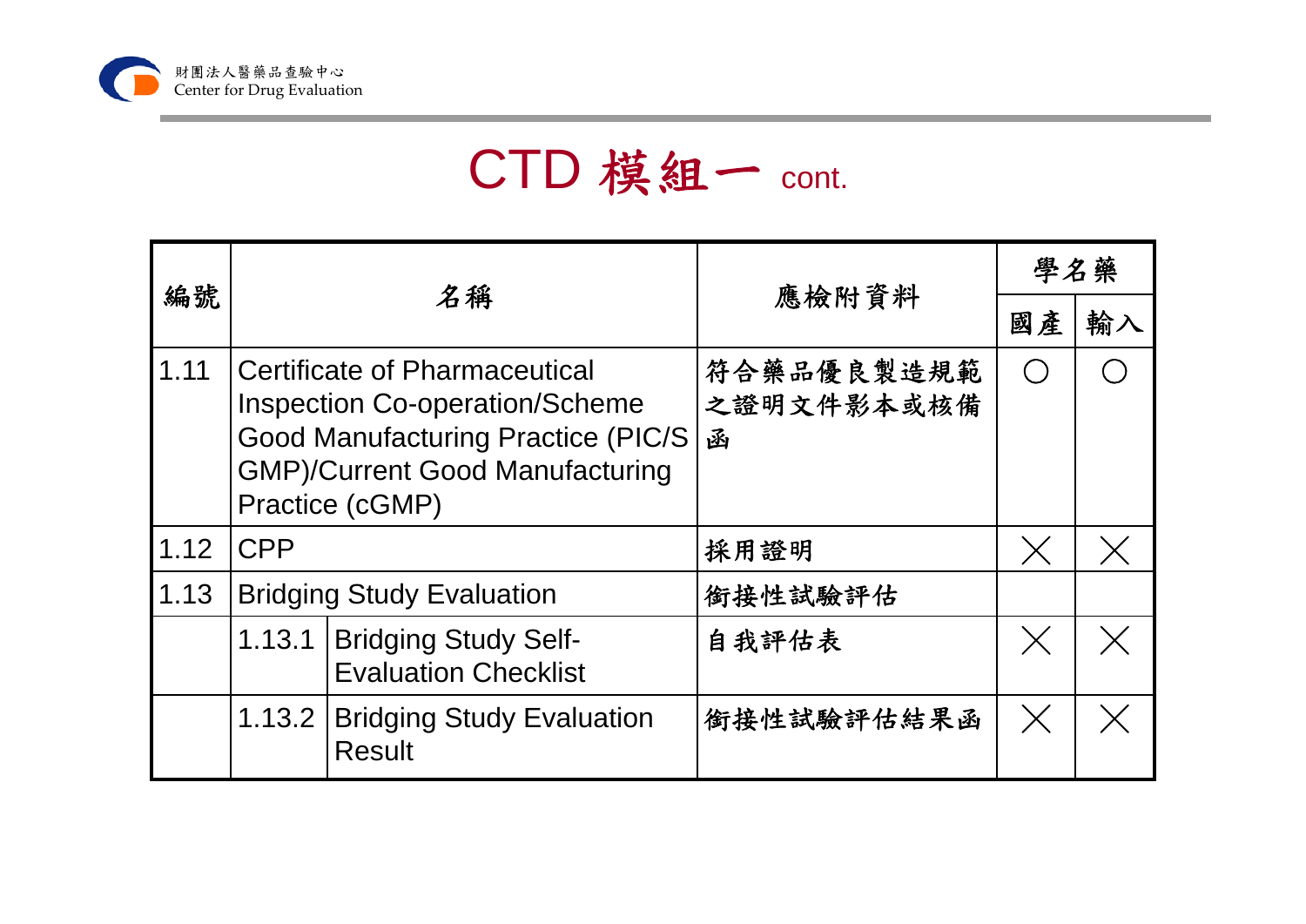# CTD 模組一 cont.

| 編號 | 名稱 | | 應檢附資料 | 學名藥 | |
|---|---|---|---|---|---|
| | | | | 國產 | 輸入 |
| 1.11 | Certificate of Pharmaceutical Inspection Co-operation/Scheme Good Manufacturing Practice (PIC/S GMP)/Current Good Manufacturing Practice (cGMP) | | 符合藥品優良製造規範之證明文件影本或核備函 | ○ | ○ |
| 1.12 | CPP | | 採用證明 | ╳ | ╳ |
| 1.13 | Bridging Study Evaluation | | 銜接性試驗評估 | | |
| | 1.13.1 | Bridging Study Self-Evaluation Checklist | 自我評估表 | ╳ | ╳ |
| | 1.13.2 | Bridging Study Evaluation Result | 銜接性試驗評估結果函 | ╳ | ╳ |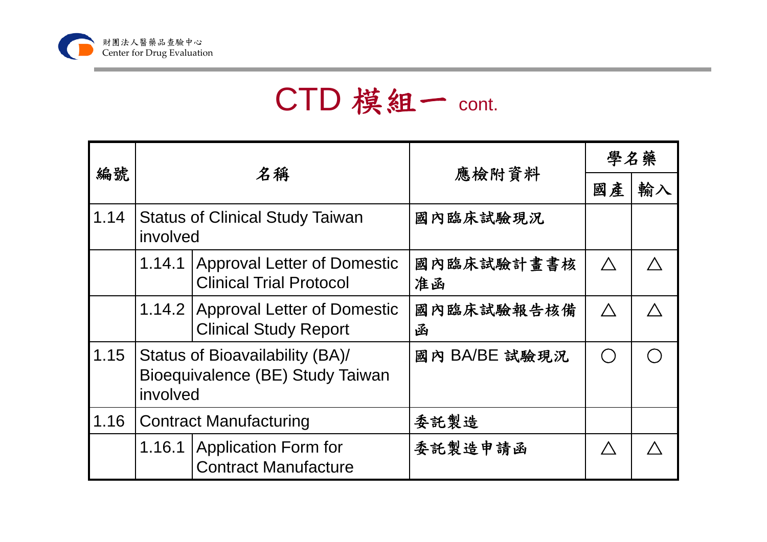# CTD 模組一 cont.

| 編號 | 名稱 | | 應檢附資料 | 學名藥 | |
|---|---|---|---|---|---|
| | | | | 國產 | 輸入 |
| 1.14 | Status of Clinical Study Taiwan involved | | 國內臨床試驗現況 | | |
| | 1.14.1 | Approval Letter of Domestic Clinical Trial Protocol | 國內臨床試驗計畫書核准函 | △ | △ |
| | 1.14.2 | Approval Letter of Domestic Clinical Study Report | 國內臨床試驗報告核備函 | △ | △ |
| 1.15 | Status of Bioavailability (BA)/ Bioequivalence (BE) Study Taiwan involved | | 國內 BA/BE 試驗現況 | ○ | ○ |
| 1.16 | Contract Manufacturing | | 委託製造 | | |
| | 1.16.1 | Application Form for Contract Manufacture | 委託製造申請函 | △ | △ |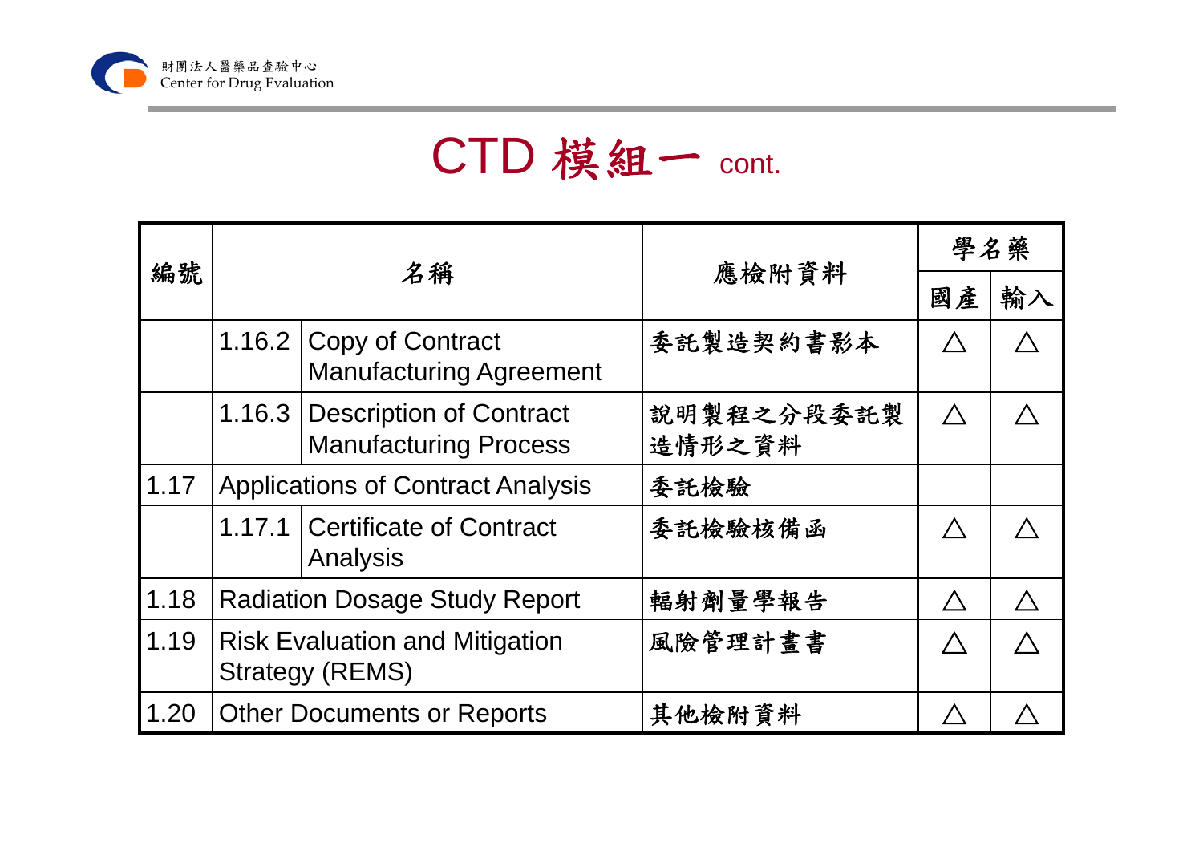# CTD 模組一 cont.

| 編號 | 名稱 | | 應檢附資料 | 學名藥 | |
|---|---|---|---|---|---|
| | | | | 國產 | 輸入 |
| | 1.16.2 | Copy of Contract Manufacturing Agreement | 委託製造契約書影本 | △ | △ |
| | 1.16.3 | Description of Contract Manufacturing Process | 說明製程之分段委託製造情形之資料 | △ | △ |
| 1.17 | Applications of Contract Analysis | | 委託檢驗 | | |
| | 1.17.1 | Certificate of Contract Analysis | 委託檢驗核備函 | △ | △ |
| 1.18 | Radiation Dosage Study Report | | 輻射劑量學報告 | △ | △ |
| 1.19 | Risk Evaluation and Mitigation Strategy (REMS) | | 風險管理計畫書 | △ | △ |
| 1.20 | Other Documents or Reports | | 其他檢附資料 | △ | △ |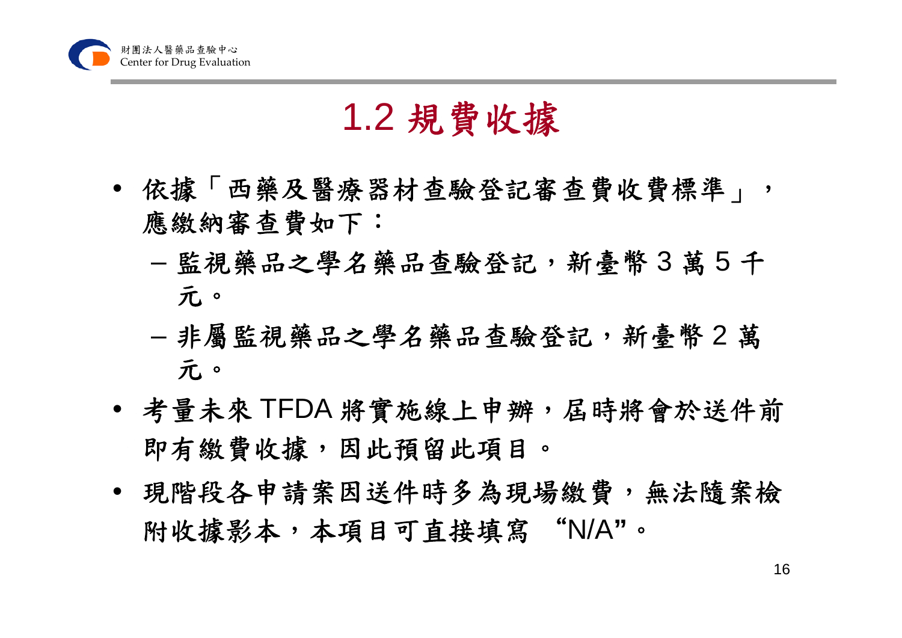# 1.2 規費收據

- 依據「西藥及醫療器材查驗登記審查費收費標準」，應繳納審查費如下：
  - 監視藥品之學名藥品查驗登記，新臺幣 3 萬 5 千元。
  - 非屬監視藥品之學名藥品查驗登記，新臺幣 2 萬元。
- 考量未來 TFDA 將實施線上申辦，屆時將會於送件前即有繳費收據，因此預留此項目。
- 現階段各申請案因送件時多為現場繳費，無法隨案檢附收據影本，本項目可直接填寫 “N/A”。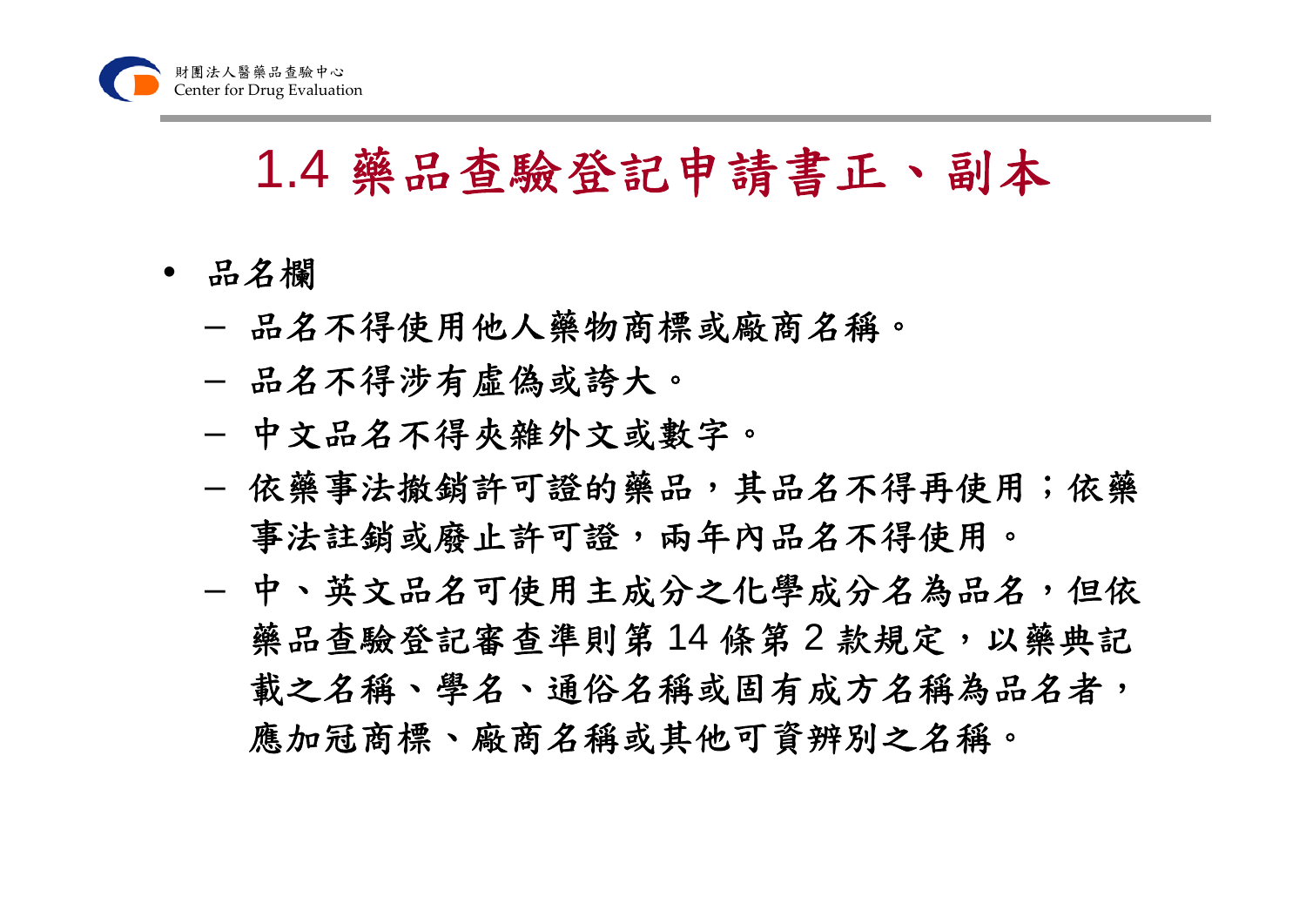# 1.4 藥品查驗登記申請書正、副本

- 品名欄
  - 品名不得使用他人藥物商標或廠商名稱。
  - 品名不得涉有虛偽或誇大。
  - 中文品名不得夾雜外文或數字。
  - 依藥事法撤銷許可證的藥品，其品名不得再使用；依藥事法註銷或廢止許可證，兩年內品名不得使用。
  - 中、英文品名可使用主成分之化學成分名為品名，但依藥品查驗登記審查準則第 14 條第 2 款規定，以藥典記載之名稱、學名、通俗名稱或固有成方名稱為品名者，應加冠商標、廠商名稱或其他可資辨別之名稱。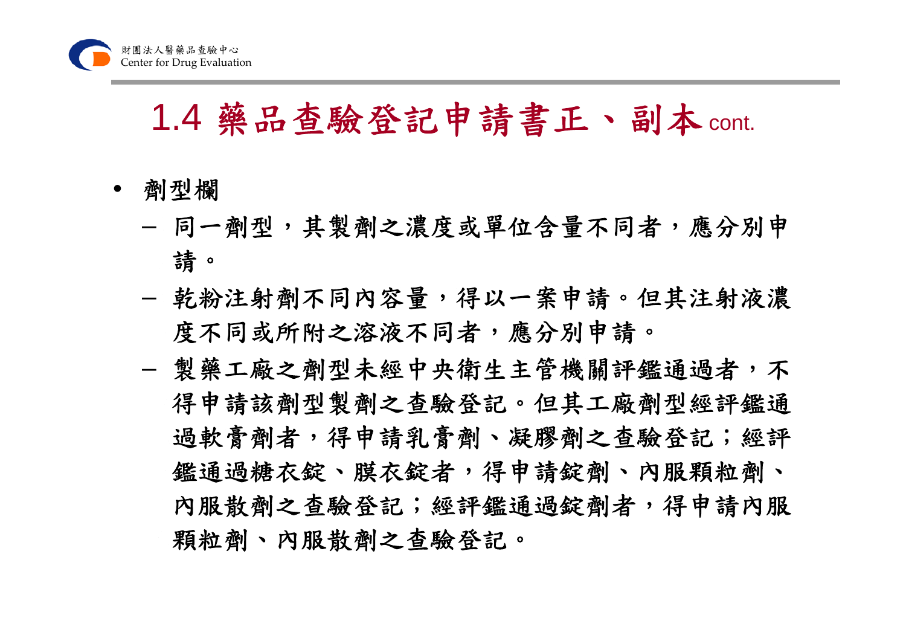# 1.4 藥品查驗登記申請書正、副本 cont.

- 劑型欄
  - 同一劑型，其製劑之濃度或單位含量不同者，應分別申請。
  - 乾粉注射劑不同內容量，得以一案申請。但其注射液濃度不同或所附之溶液不同者，應分別申請。
  - 製藥工廠之劑型未經中央衛生主管機關評鑑通過者，不得申請該劑型製劑之查驗登記。但其工廠劑型經評鑑通過軟膏劑者，得申請乳膏劑、凝膠劑之查驗登記；經評鑑通過糖衣錠、膜衣錠者，得申請錠劑、內服顆粒劑、內服散劑之查驗登記；經評鑑通過錠劑者，得申請內服顆粒劑、內服散劑之查驗登記。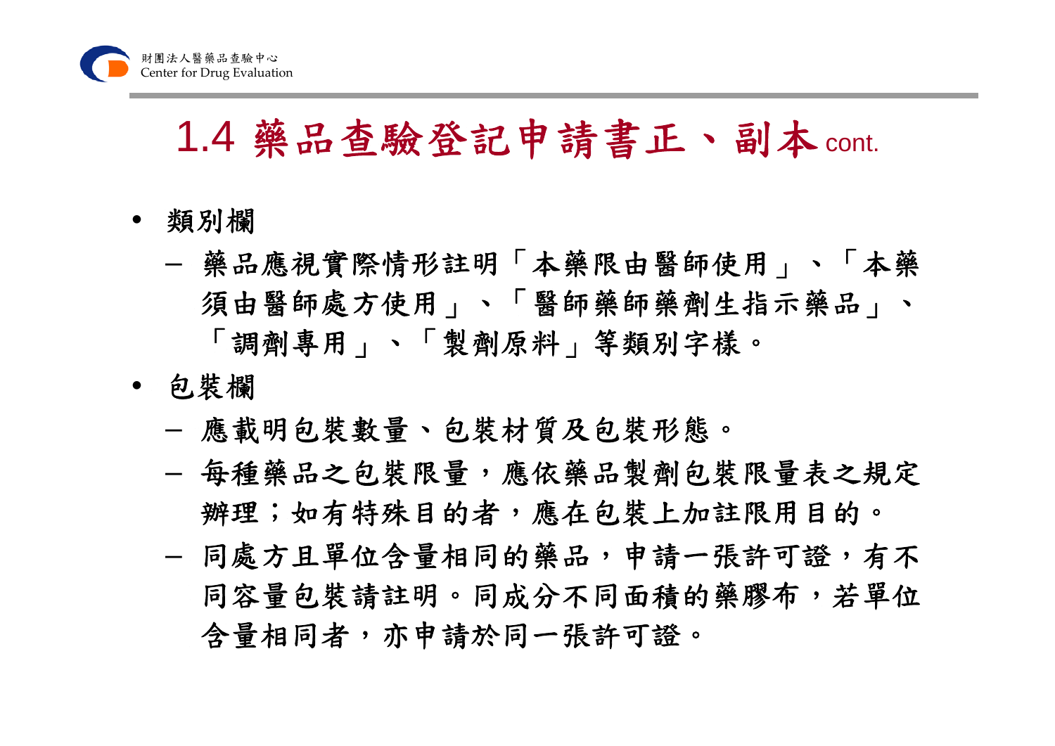# 1.4 藥品查驗登記申請書正、副本 cont.

- 類別欄
  - 藥品應視實際情形註明「本藥限由醫師使用」、「本藥須由醫師處方使用」、「醫師藥師藥劑生指示藥品」、「調劑專用」、「製劑原料」等類別字樣。
- 包裝欄
  - 應載明包裝數量、包裝材質及包裝形態。
  - 每種藥品之包裝限量，應依藥品製劑包裝限量表之規定辦理；如有特殊目的者，應在包裝上加註限用目的。
  - 同處方且單位含量相同的藥品，申請一張許可證，有不同容量包裝請註明。同成分不同面積的藥膠布，若單位含量相同者，亦申請於同一張許可證。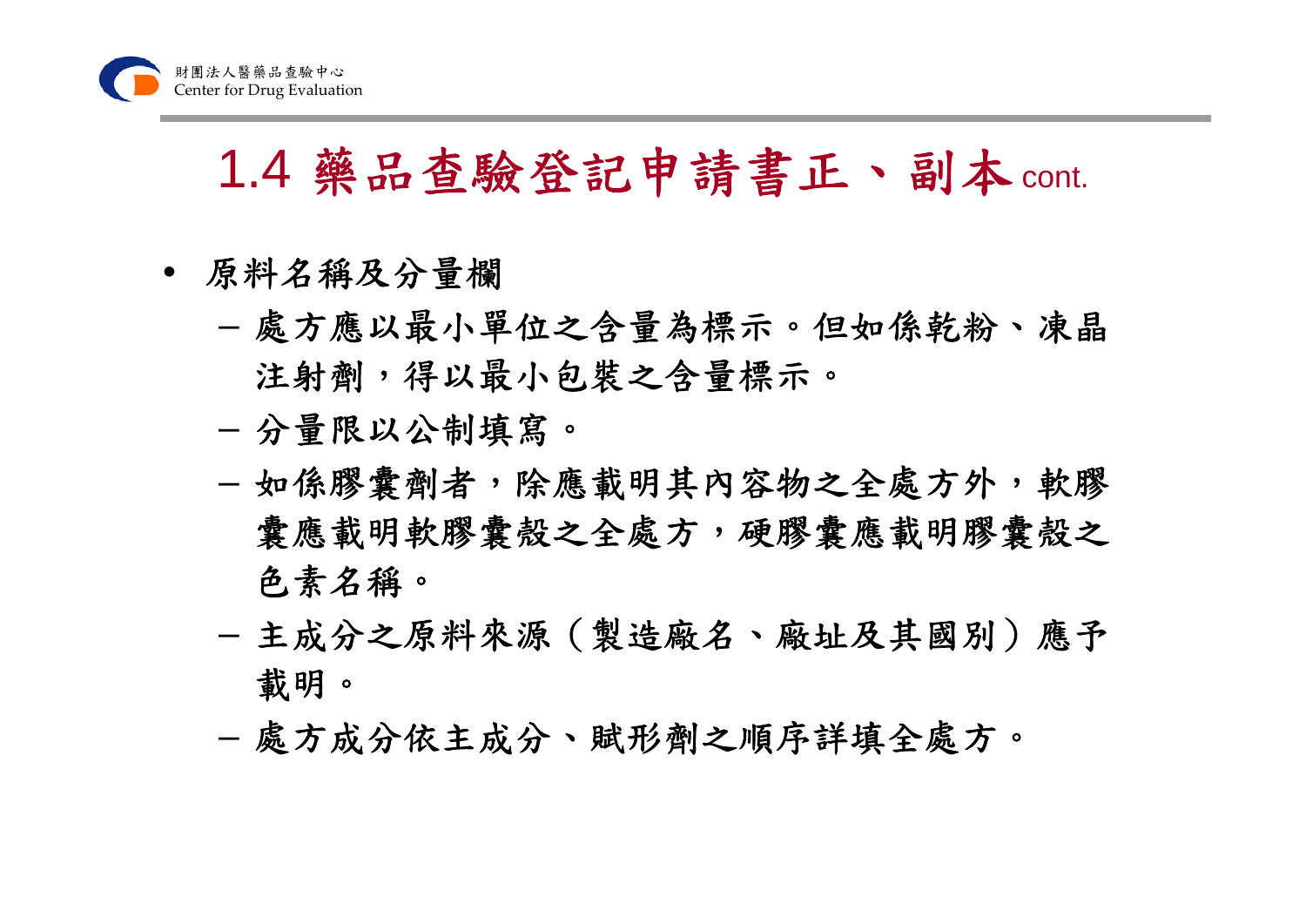# 1.4 藥品查驗登記申請書正、副本 cont.

- 原料名稱及分量欄
  - 處方應以最小單位之含量為標示。但如係乾粉、凍晶注射劑，得以最小包裝之含量標示。
  - 分量限以公制填寫。
  - 如係膠囊劑者，除應載明其內容物之全處方外，軟膠囊應載明軟膠囊殼之全處方，硬膠囊應載明膠囊殼之色素名稱。
  - 主成分之原料來源（製造廠名、廠址及其國別）應予載明。
  - 處方成分依主成分、賦形劑之順序詳填全處方。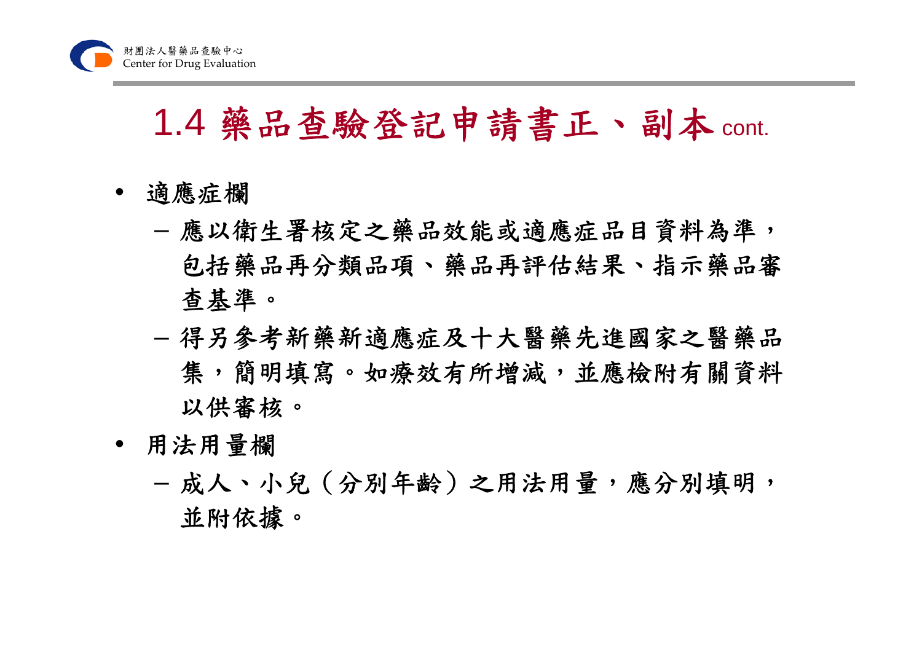# 1.4 藥品查驗登記申請書正、副本 cont.

- 適應症欄
  - 應以衛生署核定之藥品效能或適應症品目資料為準，包括藥品再分類品項、藥品再評估結果、指示藥品審查基準。
  - 得另參考新藥新適應症及十大醫藥先進國家之醫藥品集，簡明填寫。如療效有所增減，並應檢附有關資料以供審核。
- 用法用量欄
  - 成人、小兒（分別年齡）之用法用量，應分別填明，並附依據。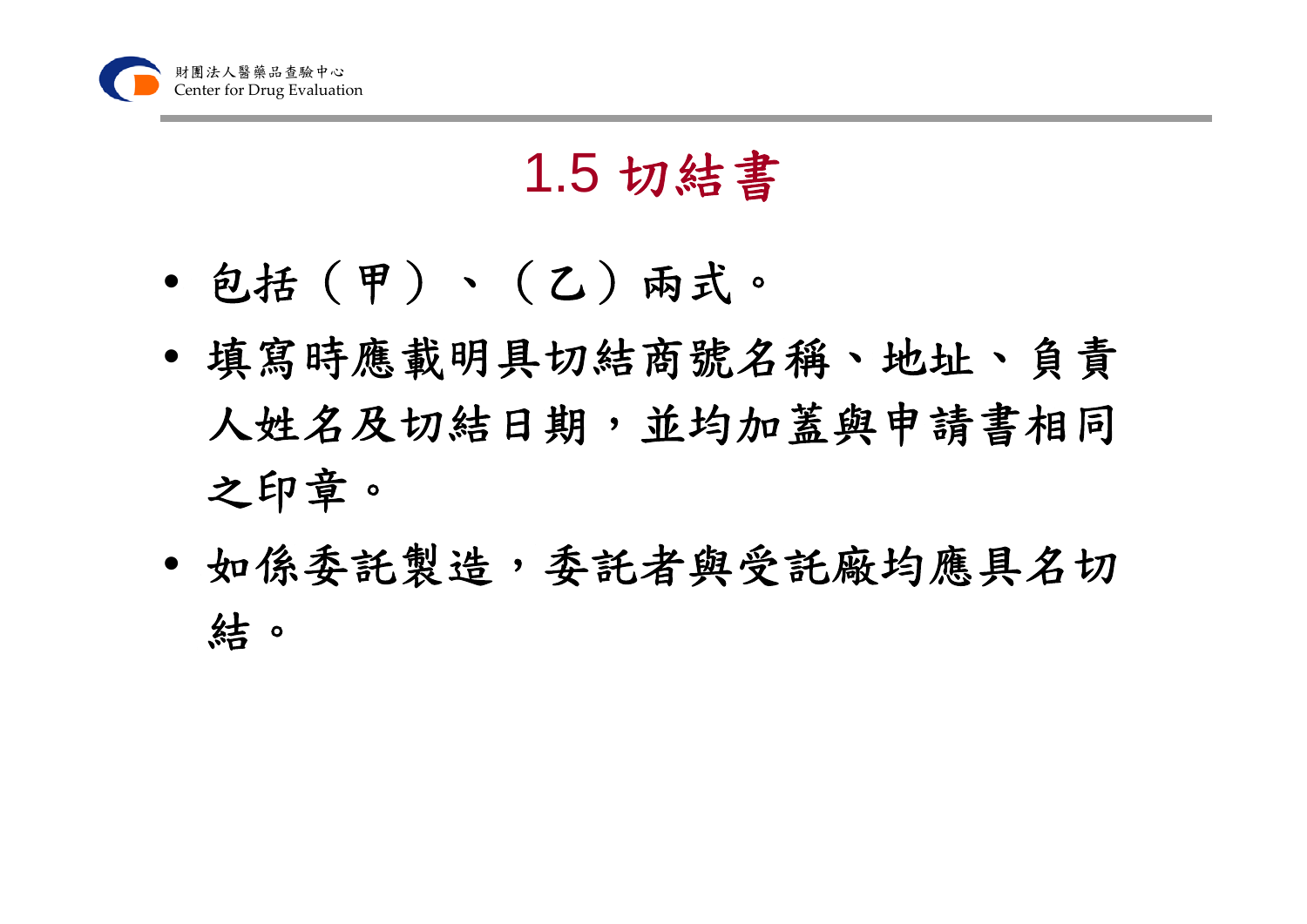# 1.5 切結書

- 包括（甲）、（乙）兩式。
- 填寫時應載明具切結商號名稱、地址、負責人姓名及切結日期，並均加蓋與申請書相同之印章。
- 如係委託製造，委託者與受託廠均應具名切結。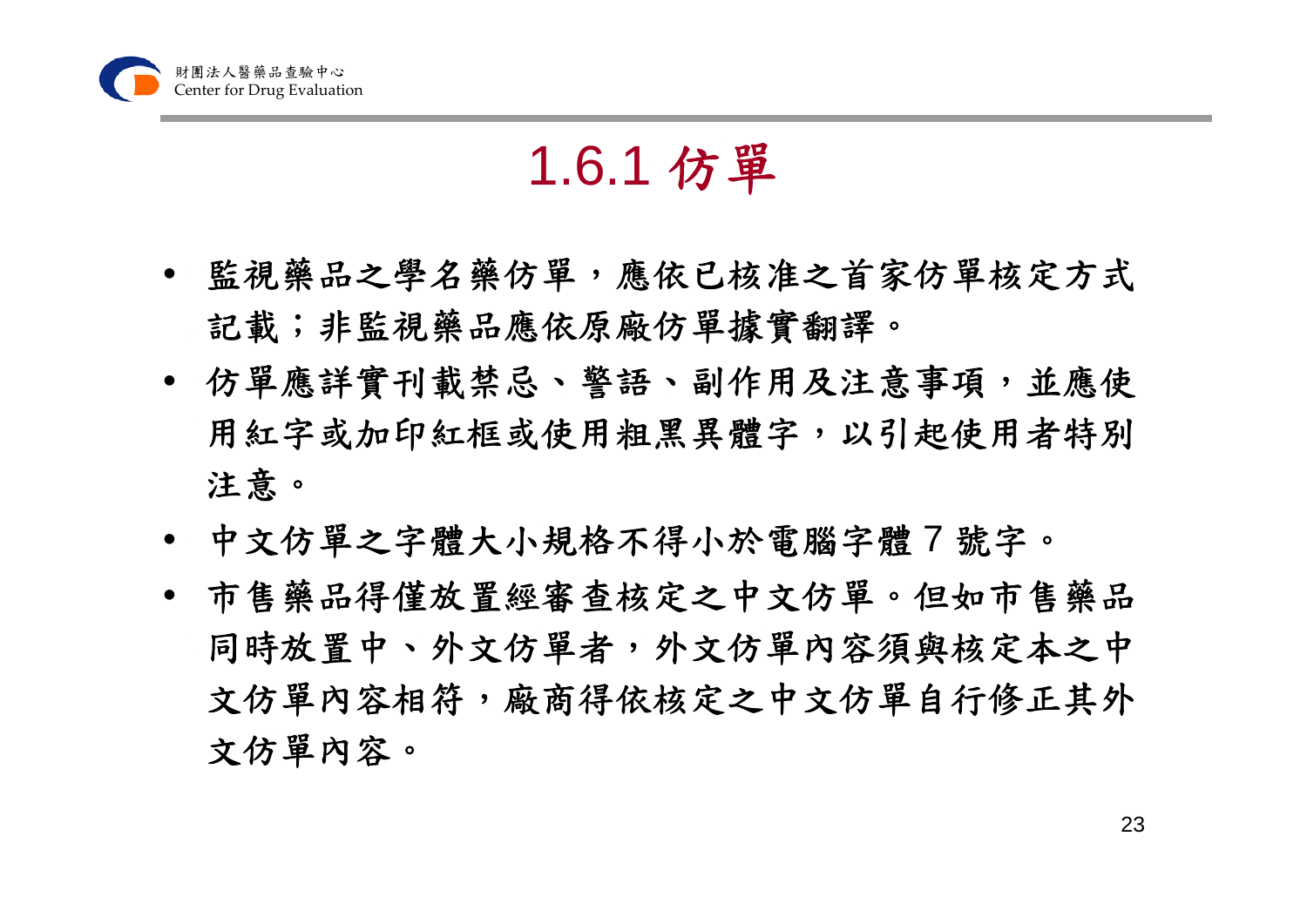# 1.6.1 仿單

- 監視藥品之學名藥仿單，應依已核准之首家仿單核定方式記載；非監視藥品應依原廠仿單據實翻譯。
- 仿單應詳實刊載禁忌、警語、副作用及注意事項，並應使用紅字或加印紅框或使用粗黑異體字，以引起使用者特別注意。
- 中文仿單之字體大小規格不得小於電腦字體 7 號字。
- 市售藥品得僅放置經審查核定之中文仿單。但如市售藥品同時放置中、外文仿單者，外文仿單內容須與核定本之中文仿單內容相符，廠商得依核定之中文仿單自行修正其外文仿單內容。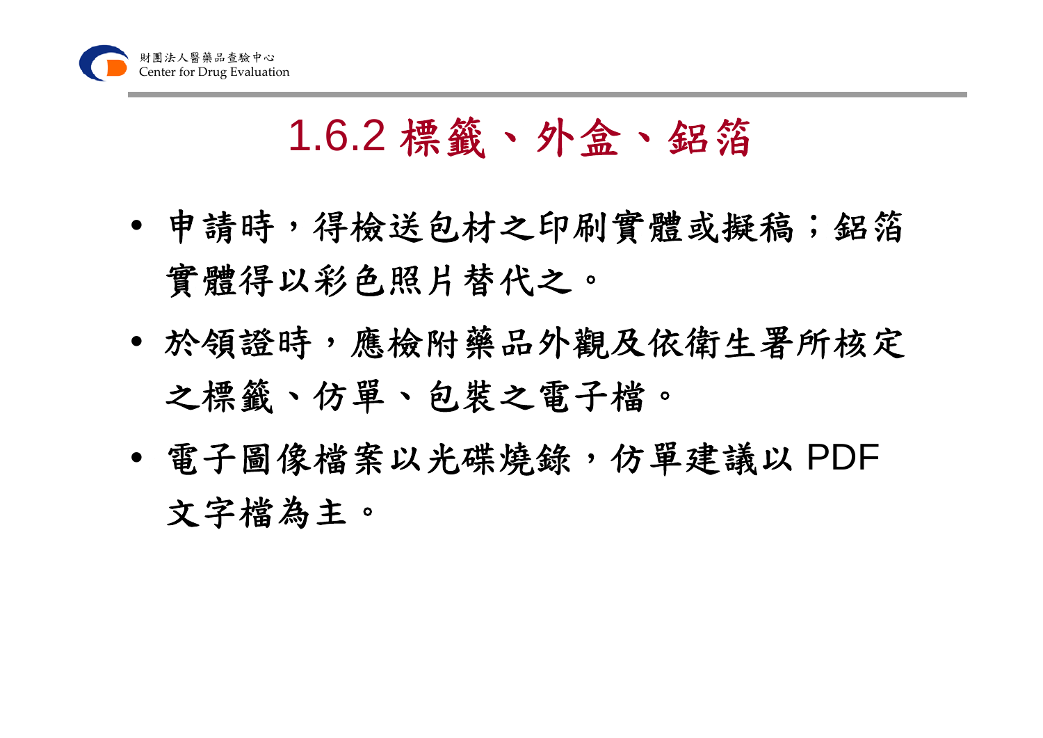# 1.6.2 標籤、外盒、鋁箔

- 申請時，得檢送包材之印刷實體或擬稿；鋁箔實體得以彩色照片替代之。
- 於領證時，應檢附藥品外觀及依衛生署所核定之標籤、仿單、包裝之電子檔。
- 電子圖像檔案以光碟燒錄，仿單建議以 PDF 文字檔為主。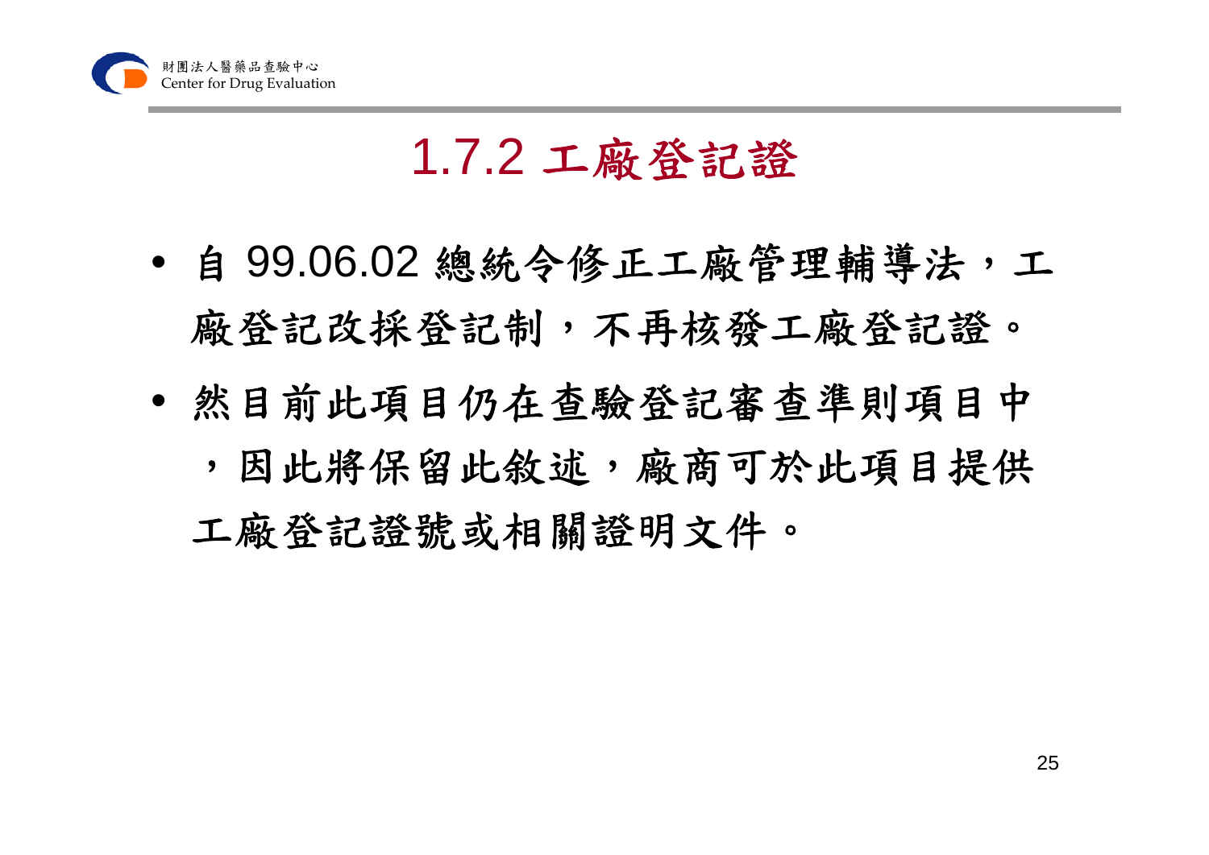# 1.7.2 工廠登記證

- 自 99.06.02 總統令修正工廠管理輔導法，工廠登記改採登記制，不再核發工廠登記證。
- 然目前此項目仍在查驗登記審查準則項目中，因此將保留此敘述，廠商可於此項目提供工廠登記證號或相關證明文件。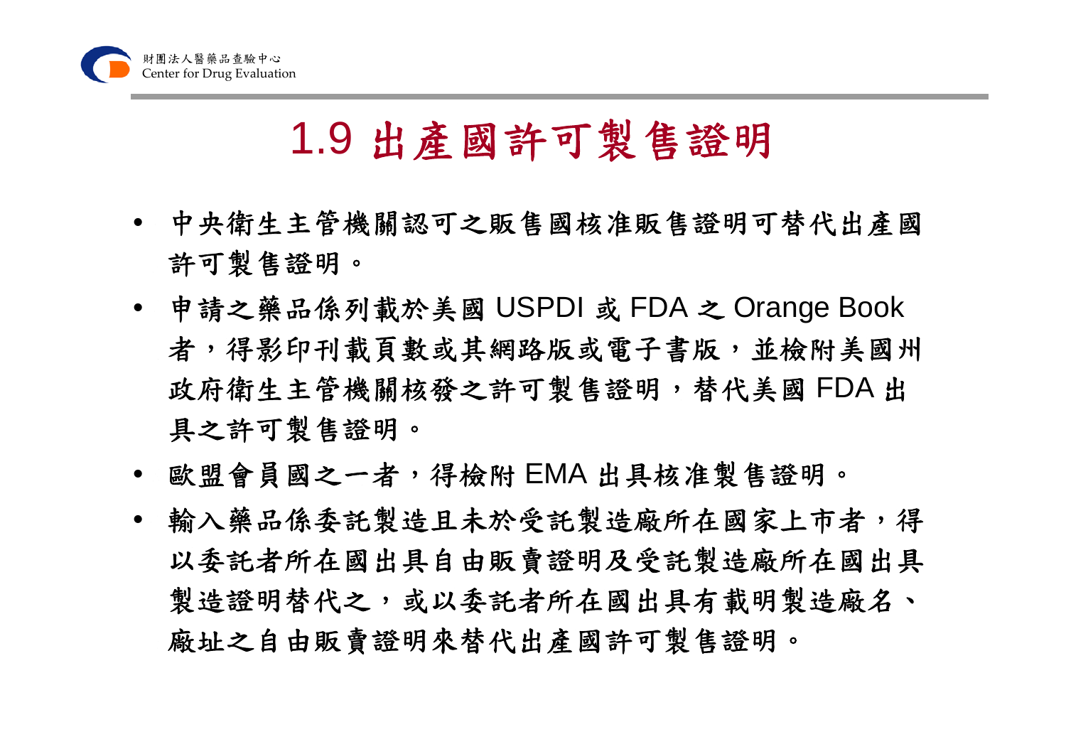# 1.9 出產國許可製售證明

- 中央衛生主管機關認可之販售國核准販售證明可替代出產國許可製售證明。
- 申請之藥品係列載於美國 USPDI 或 FDA 之 Orange Book 者，得影印刊載頁數或其網路版或電子書版，並檢附美國州政府衛生主管機關核發之許可製售證明，替代美國 FDA 出具之許可製售證明。
- 歐盟會員國之一者，得檢附 EMA 出具核准製售證明。
- 輸入藥品係委託製造且未於受託製造廠所在國家上市者，得以委託者所在國出具自由販賣證明及受託製造廠所在國出具製造證明替代之，或以委託者所在國出具有載明製造廠名、廠址之自由販賣證明來替代出產國許可製售證明。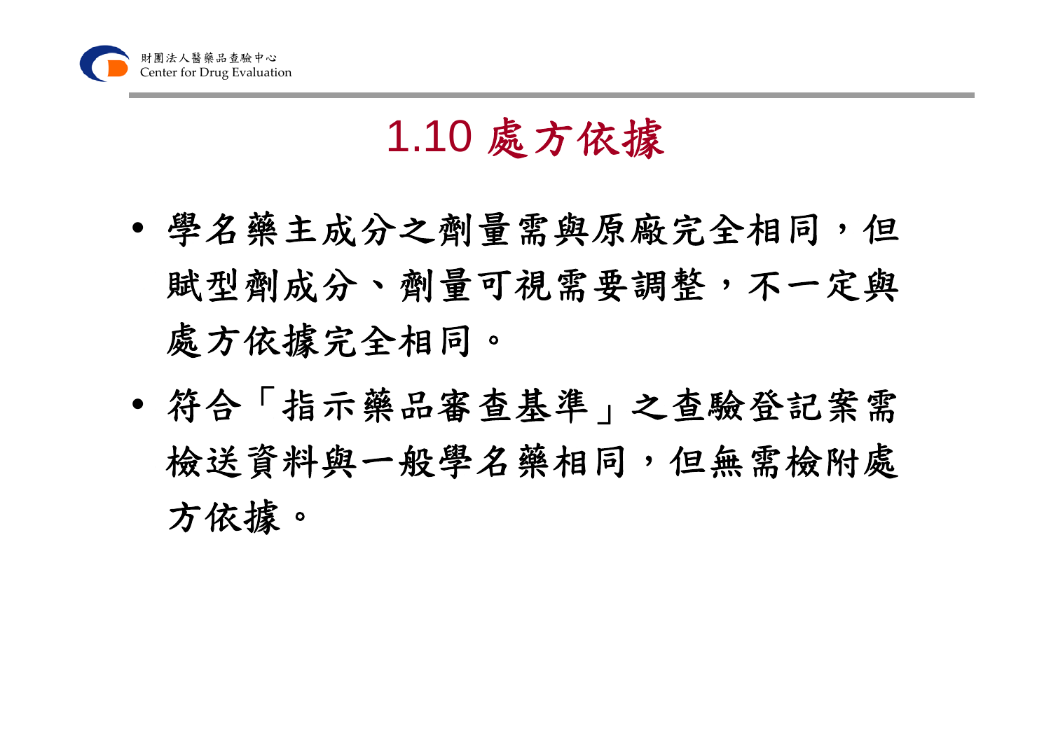# 1.10 處方依據

- 學名藥主成分之劑量需與原廠完全相同，但賦型劑成分、劑量可視需要調整，不一定與處方依據完全相同。
- 符合「指示藥品審查基準」之查驗登記案需檢送資料與一般學名藥相同，但無需檢附處方依據。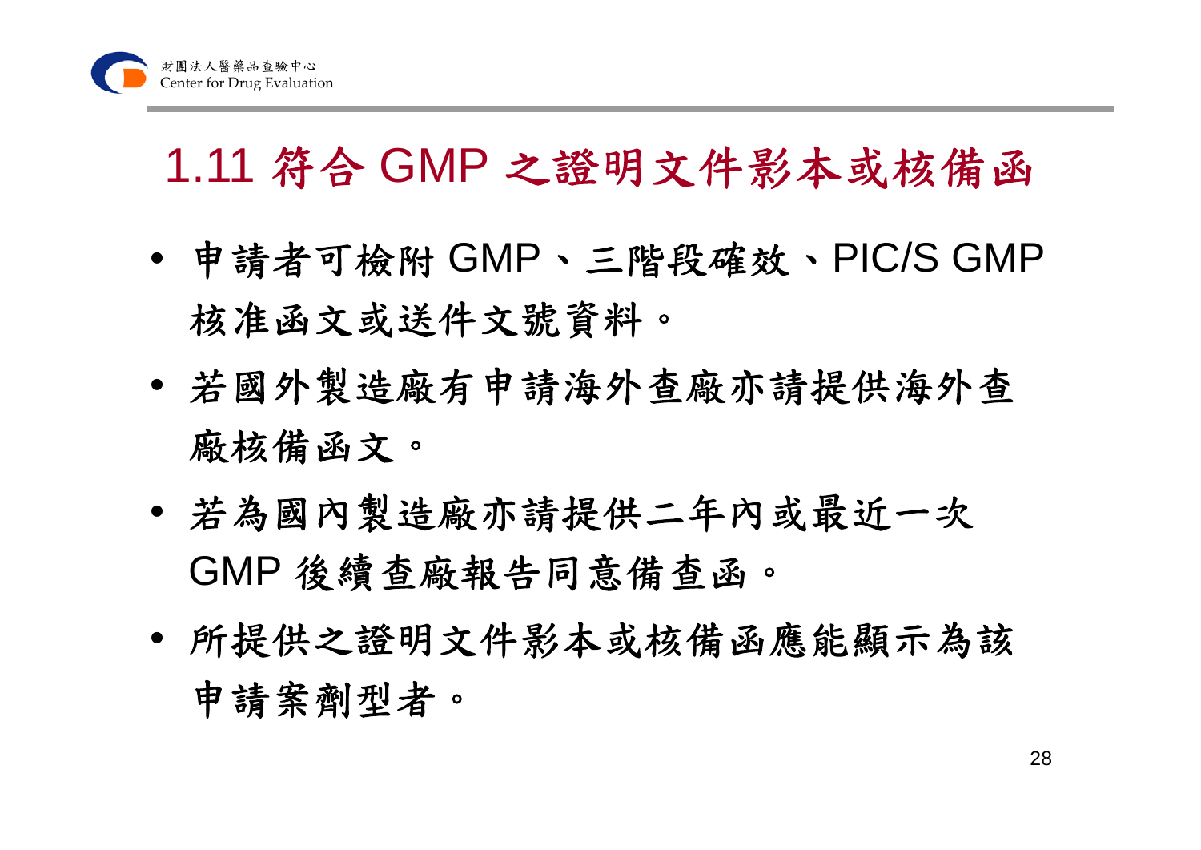# 1.11 符合 GMP 之證明文件影本或核備函

- 申請者可檢附 GMP、三階段確效、PIC/S GMP 核准函文或送件文號資料。
- 若國外製造廠有申請海外查廠亦請提供海外查廠核備函文。
- 若為國內製造廠亦請提供二年內或最近一次 GMP 後續查廠報告同意備查函。
- 所提供之證明文件影本或核備函應能顯示為該申請案劑型者。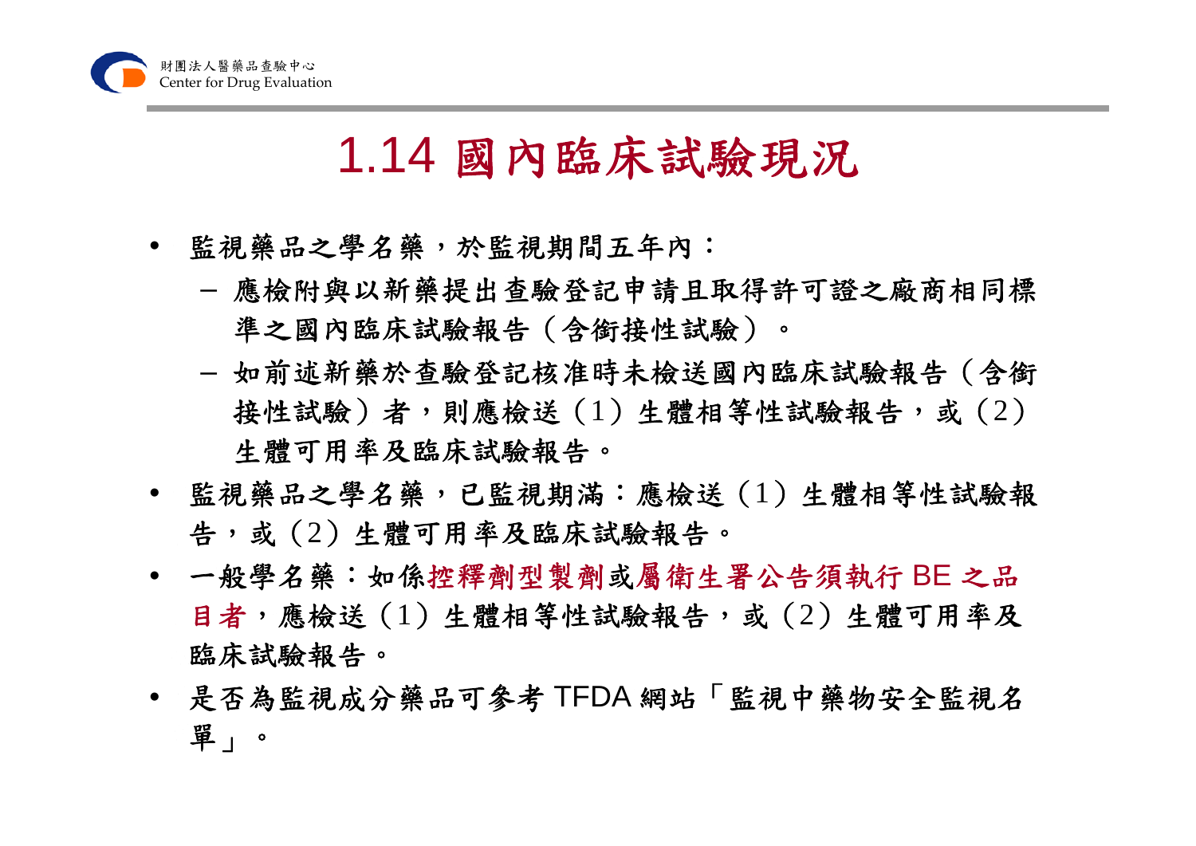# 1.14 國內臨床試驗現況

- 監視藥品之學名藥，於監視期間五年內：
  - 應檢附與以新藥提出查驗登記申請且取得許可證之廠商相同標準之國內臨床試驗報告（含銜接性試驗）。
  - 如前述新藥於查驗登記核准時未檢送國內臨床試驗報告（含銜接性試驗）者，則應檢送（1）生體相等性試驗報告，或（2）生體可用率及臨床試驗報告。
- 監視藥品之學名藥，已監視期滿：應檢送（1）生體相等性試驗報告，或（2）生體可用率及臨床試驗報告。
- 一般學名藥：如係控釋劑型製劑或屬衛生署公告須執行 BE 之品目者，應檢送（1）生體相等性試驗報告，或（2）生體可用率及臨床試驗報告。
- 是否為監視成分藥品可參考 TFDA 網站「監視中藥物安全監視名單」。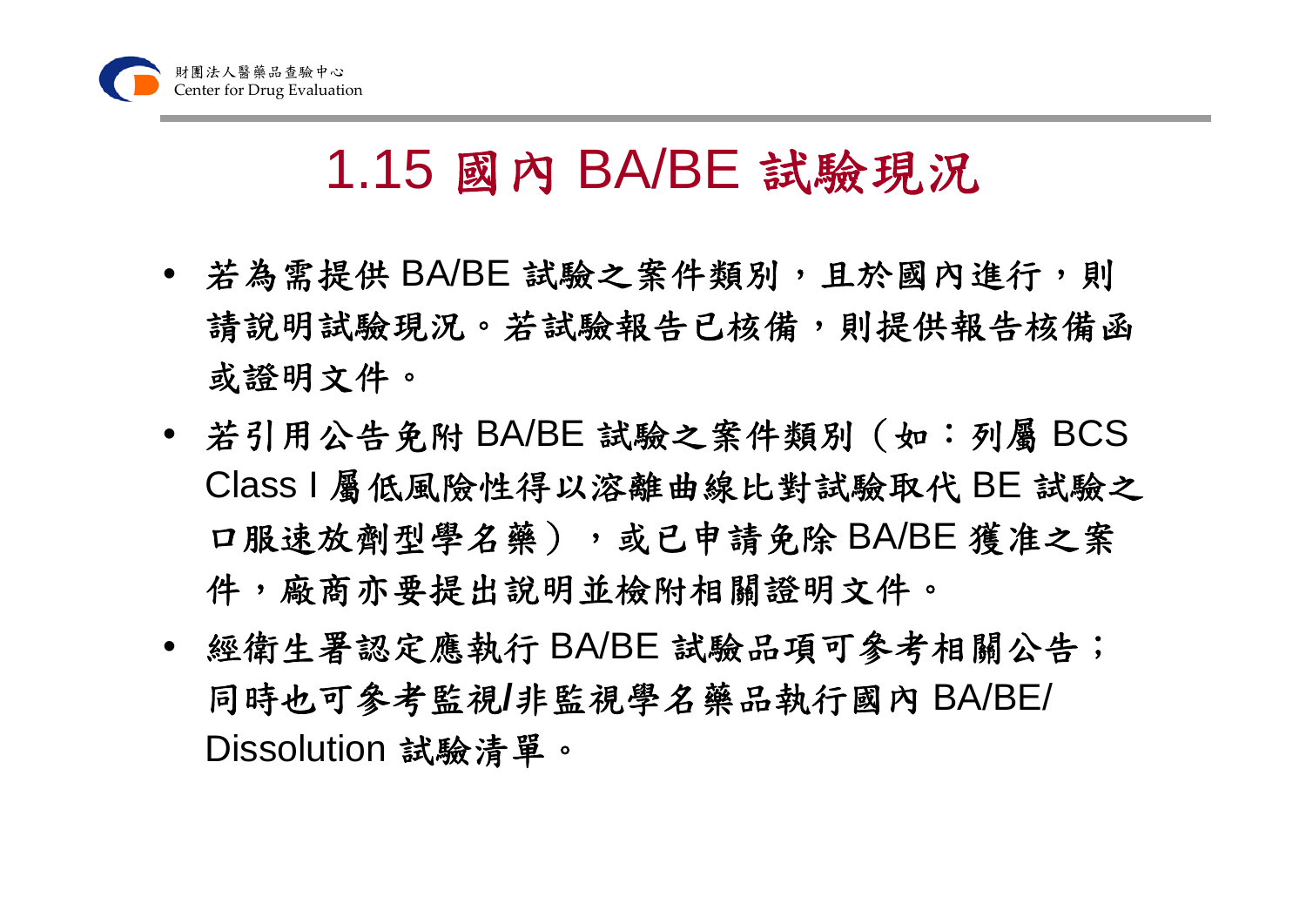# 1.15 國內 BA/BE 試驗現況

- 若為需提供 BA/BE 試驗之案件類別，且於國內進行，則請說明試驗現況。若試驗報告已核備，則提供報告核備函或證明文件。
- 若引用公告免附 BA/BE 試驗之案件類別（如：列屬 BCS Class I 屬低風險性得以溶離曲線比對試驗取代 BE 試驗之口服速放劑型學名藥），或已申請免除 BA/BE 獲准之案件，廠商亦要提出說明並檢附相關證明文件。
- 經衛生署認定應執行 BA/BE 試驗品項可參考相關公告；同時也可參考監視/非監視學名藥品執行國內 BA/BE/ Dissolution 試驗清單。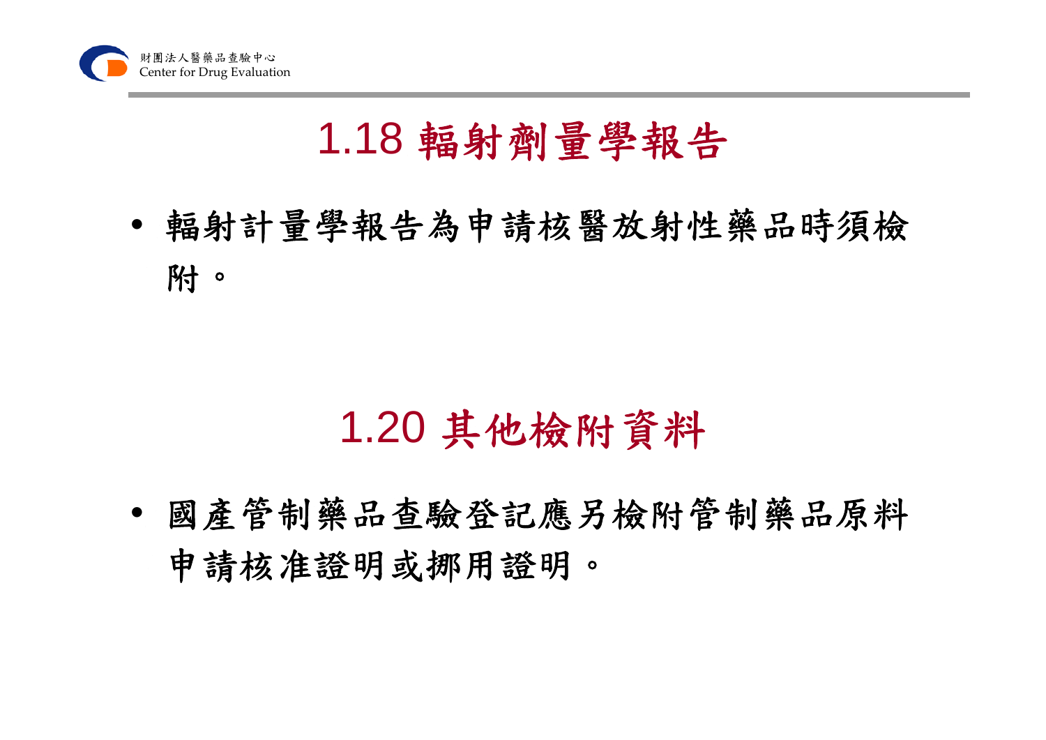## 1.18 輻射劑量學報告

- 輻射計量學報告為申請核醫放射性藥品時須檢附。

## 1.20 其他檢附資料

- 國產管制藥品查驗登記應另檢附管制藥品原料申請核准證明或挪用證明。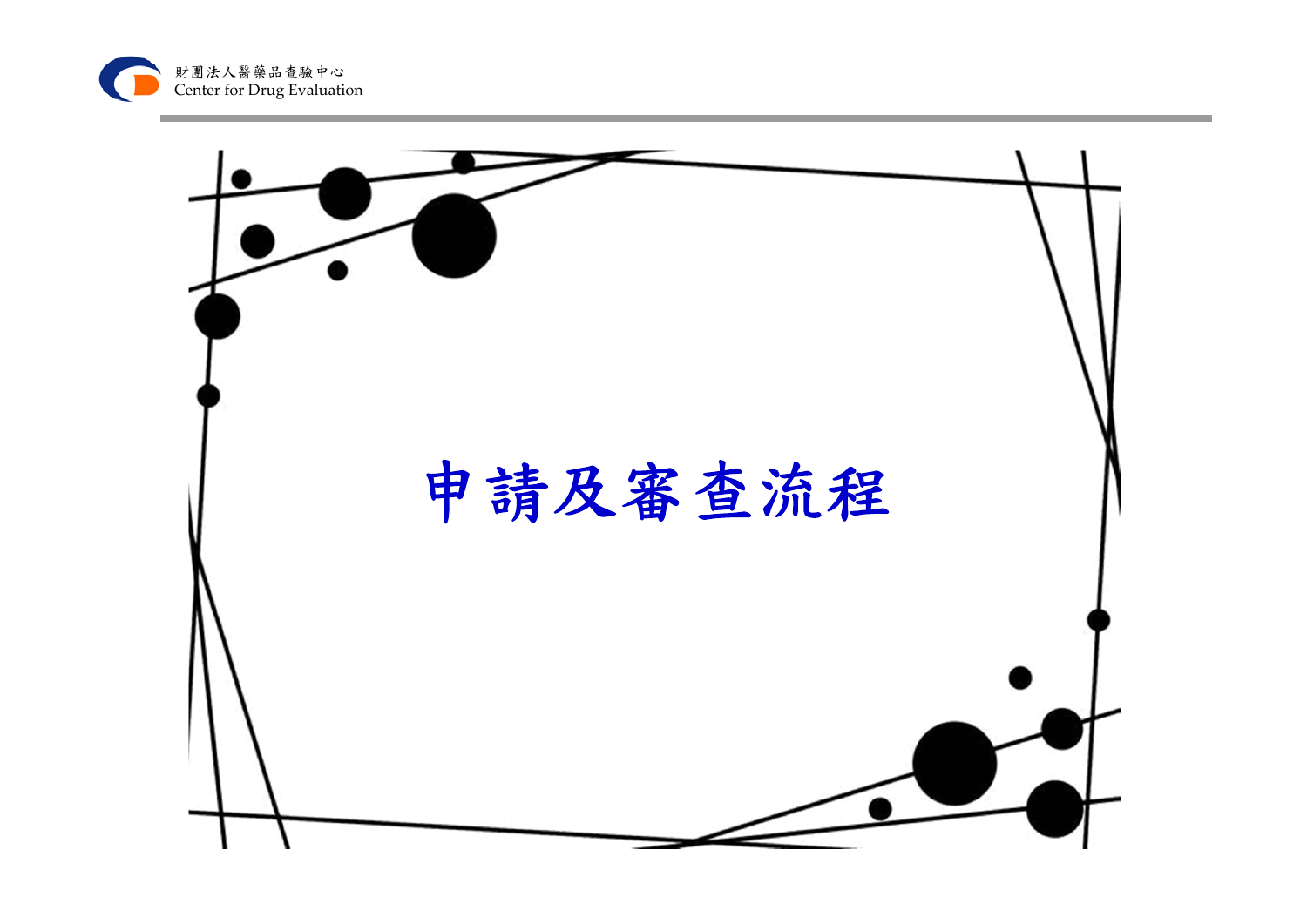# 申請及審查流程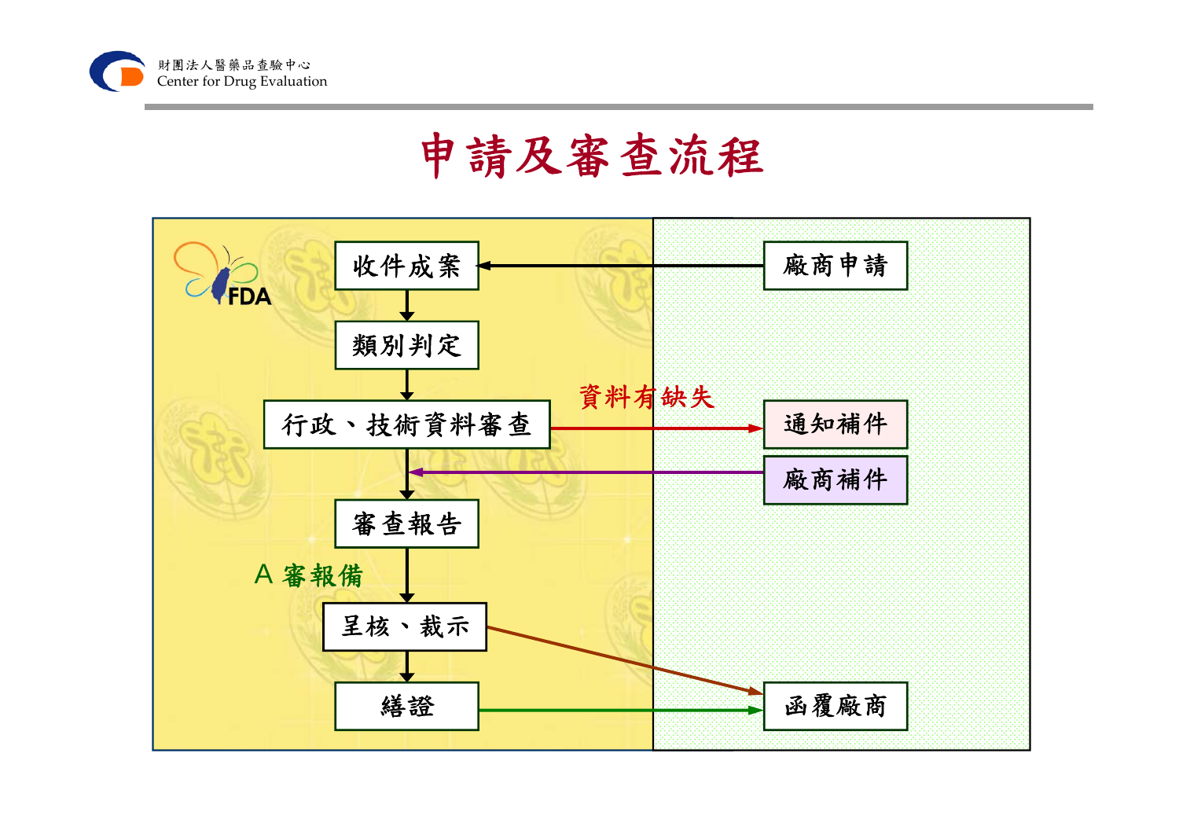# 申請及審查流程

- 廠商申請 → 收件成案
- 收件成案 → 類別判定
- 類別判定 → 行政、技術資料審查
- 行政、技術資料審查 → 資料有缺失 → 通知補件
- 廠商補件 → 行政、技術資料審查
- 行政、技術資料審查 → 審查報告
- 審查報告 → A 審報備 → 呈核、裁示
- 呈核、裁示 → 函覆廠商
- 呈核、裁示 → 繕證
- 繕證 → 函覆廠商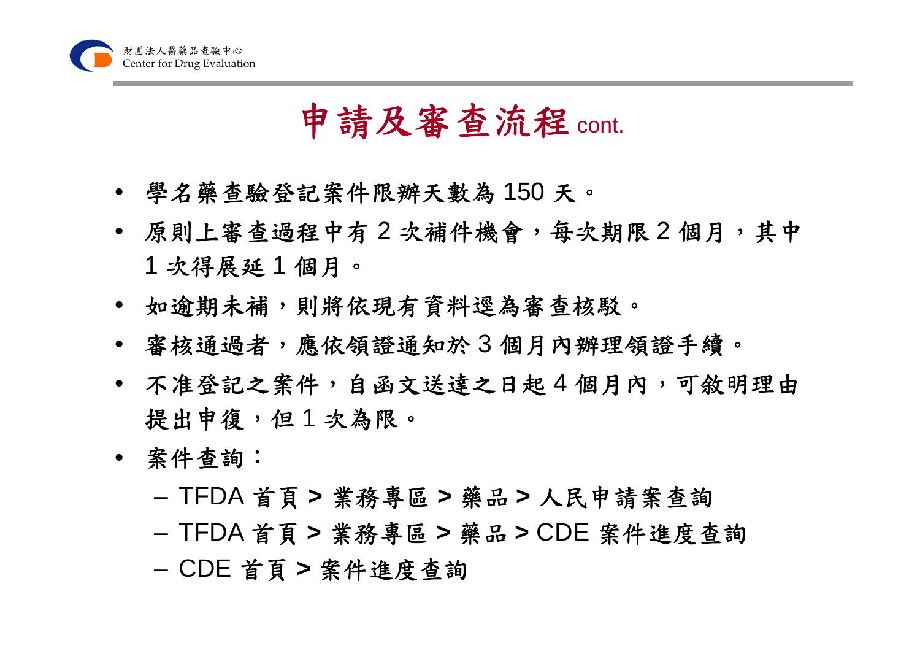# 申請及審查流程 cont.

- 學名藥查驗登記案件限辦天數為 150 天。
- 原則上審查過程中有 2 次補件機會，每次期限 2 個月，其中 1 次得展延 1 個月。
- 如逾期未補，則將依現有資料逕為審查核駁。
- 審核通過者，應依領證通知於 3 個月內辦理領證手續。
- 不准登記之案件，自函文送達之日起 4 個月內，可敘明理由提出申復，但 1 次為限。
- 案件查詢：
  - TFDA 首頁 > 業務專區 > 藥品 > 人民申請案查詢
  - TFDA 首頁 > 業務專區 > 藥品 > CDE 案件進度查詢
  - CDE 首頁 > 案件進度查詢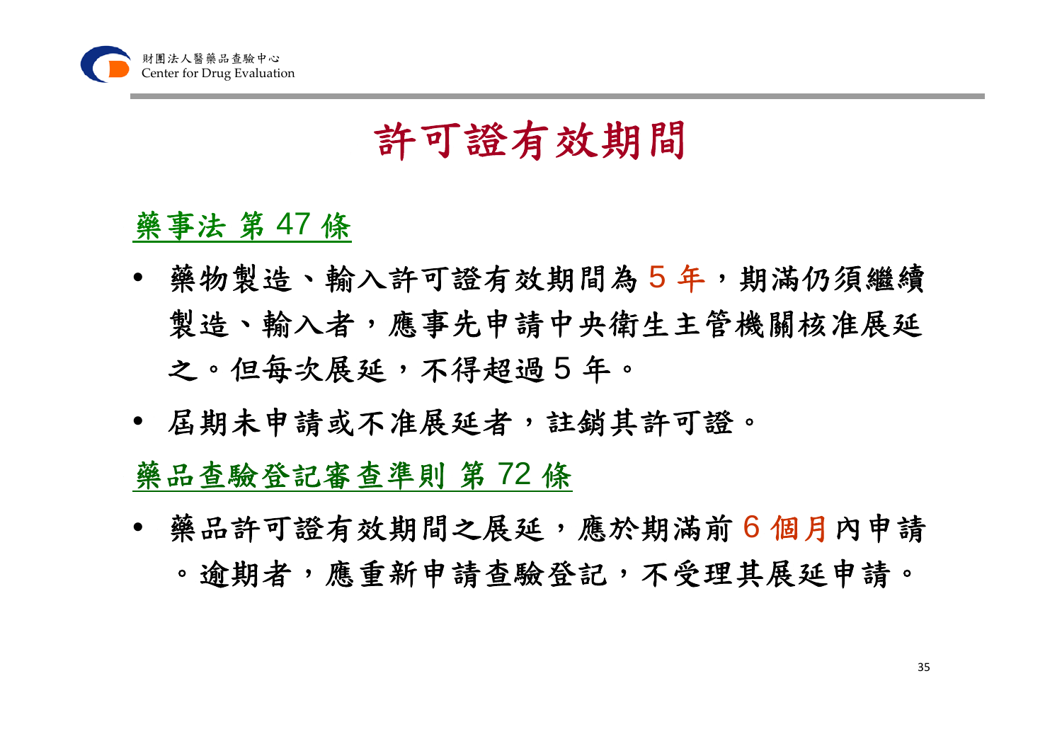# 許可證有效期間

## 藥事法 第 47 條

- 藥物製造、輸入許可證有效期間為 5 年，期滿仍須繼續製造、輸入者，應事先申請中央衛生主管機關核准展延之。但每次展延，不得超過 5 年。
- 屆期未申請或不准展延者，註銷其許可證。

## 藥品查驗登記審查準則 第 72 條

- 藥品許可證有效期間之展延，應於期滿前 6 個月內申請。逾期者，應重新申請查驗登記，不受理其展延申請。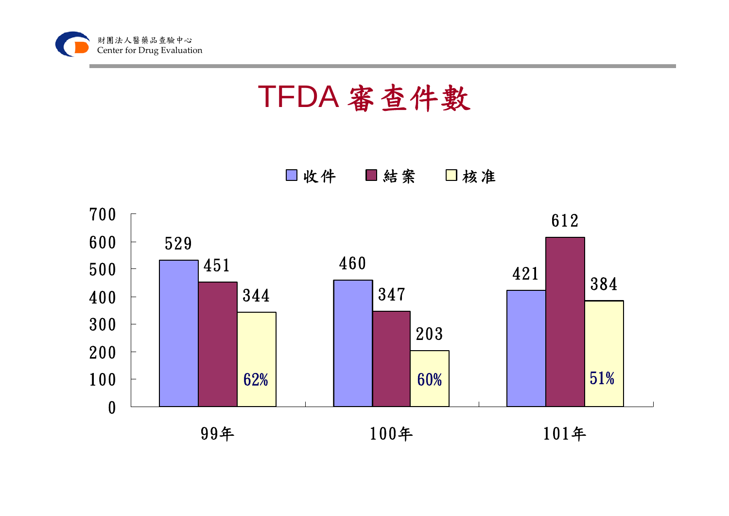# TFDA 審查件數

| | 收件 | 結案 | 核准 |
|---|---|---|---|
| 99年 | 529 | 451 | 344 (62%) |
| 100年 | 460 | 347 | 203 (60%) |
| 101年 | 421 | 612 | 384 (51%) |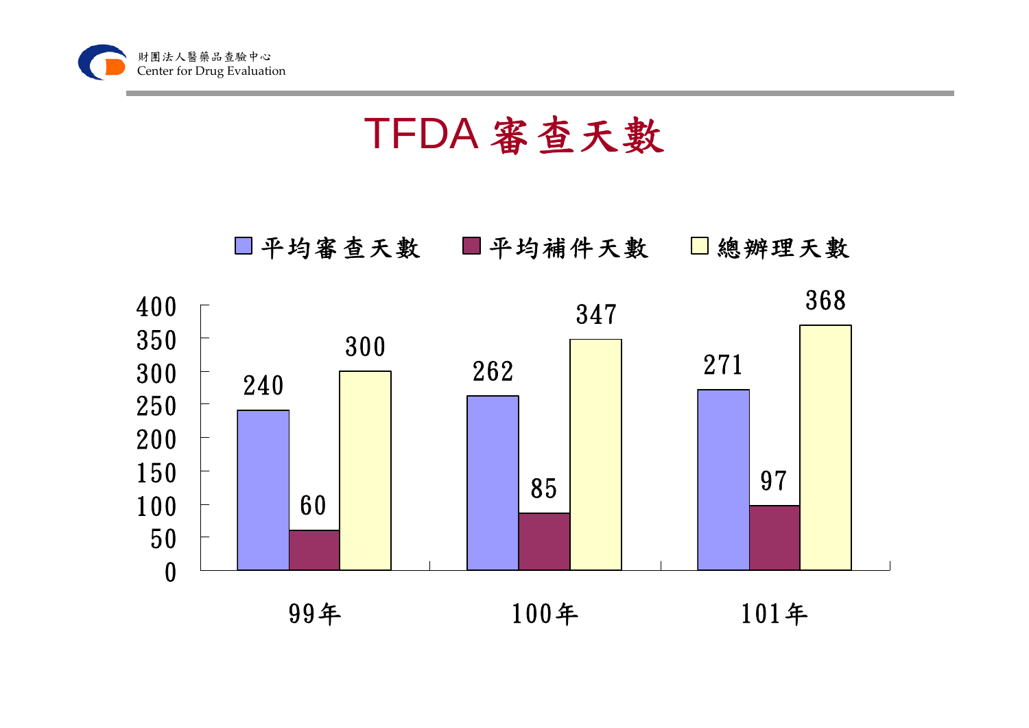# TFDA 審查天數

| | 平均審查天數 | 平均補件天數 | 總辦理天數 |
|---|---|---|---|
| 99年 | 240 | 60 | 300 |
| 100年 | 262 | 85 | 347 |
| 101年 | 271 | 97 | 368 |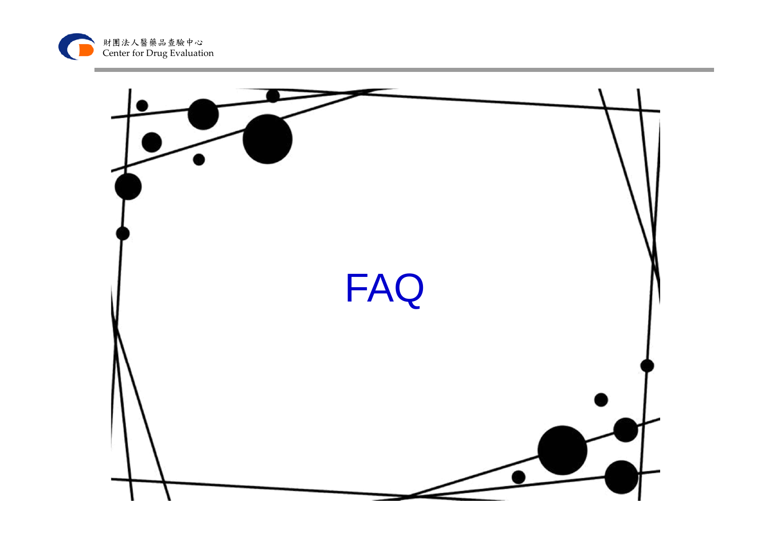# FAQ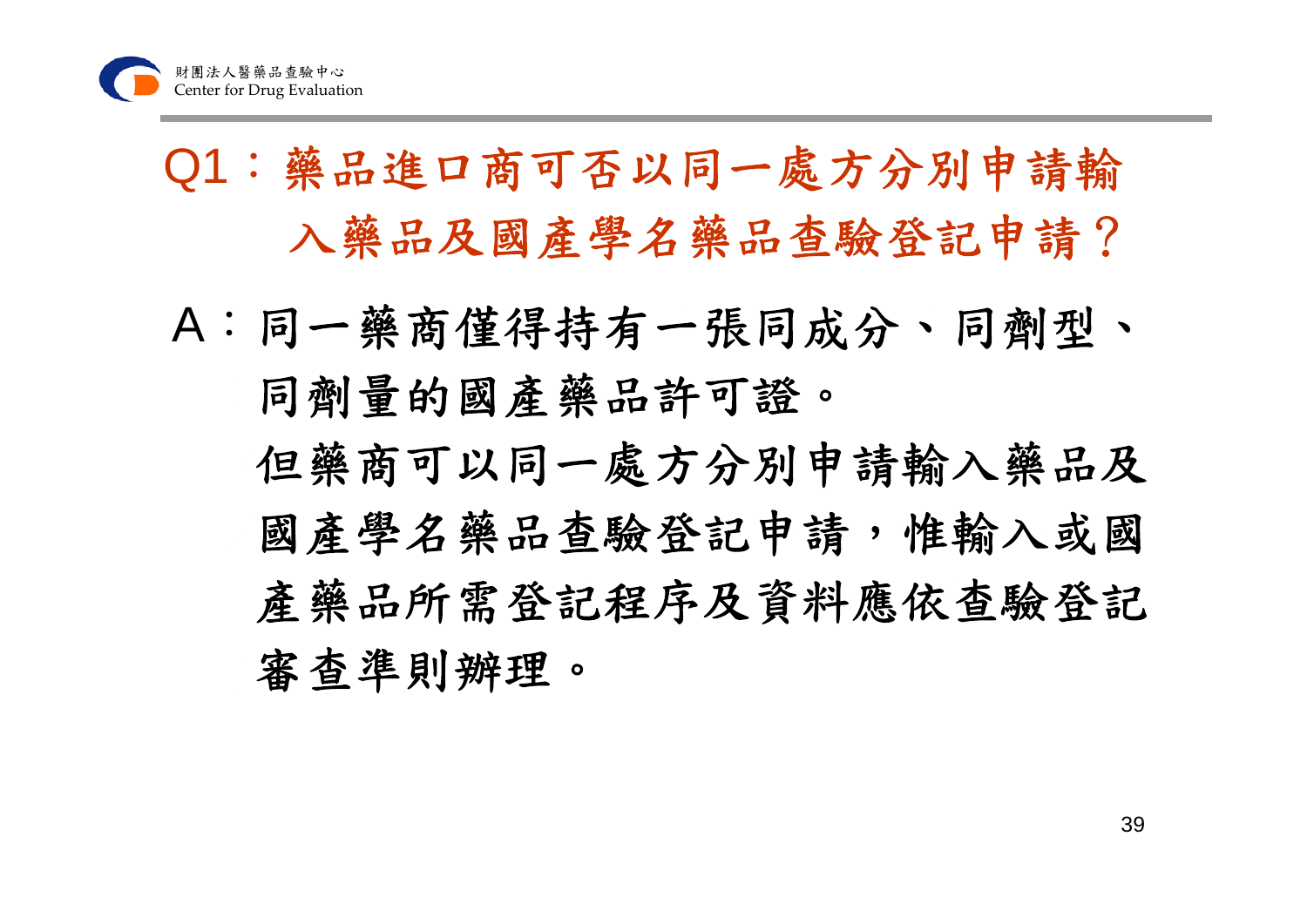## Q1：藥品進口商可否以同一處方分別申請輸入藥品及國產學名藥品查驗登記申請？

A：同一藥商僅得持有一張同成分、同劑型、同劑量的國產藥品許可證。

但藥商可以同一處方分別申請輸入藥品及國產學名藥品查驗登記申請，惟輸入或國產藥品所需登記程序及資料應依查驗登記審查準則辦理。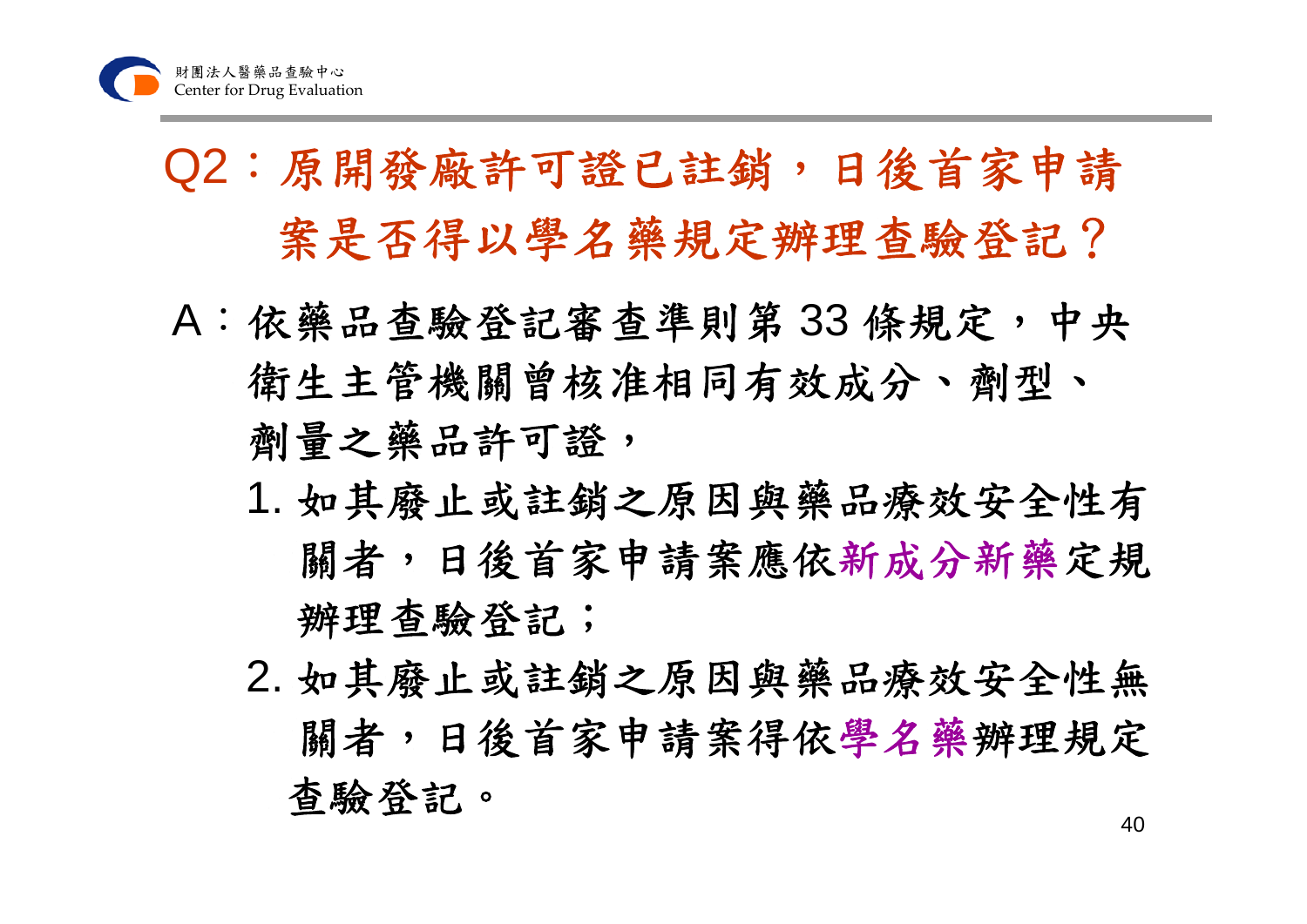## Q2：原開發廠許可證已註銷，日後首家申請案是否得以學名藥規定辦理查驗登記？

A：依藥品查驗登記審查準則第 33 條規定，中央衛生主管機關曾核准相同有效成分、劑型、劑量之藥品許可證，

1. 如其廢止或註銷之原因與藥品療效安全性有關者，日後首家申請案應依新成分新藥定規辦理查驗登記；
2. 如其廢止或註銷之原因與藥品療效安全性無關者，日後首家申請案得依學名藥辦理規定查驗登記。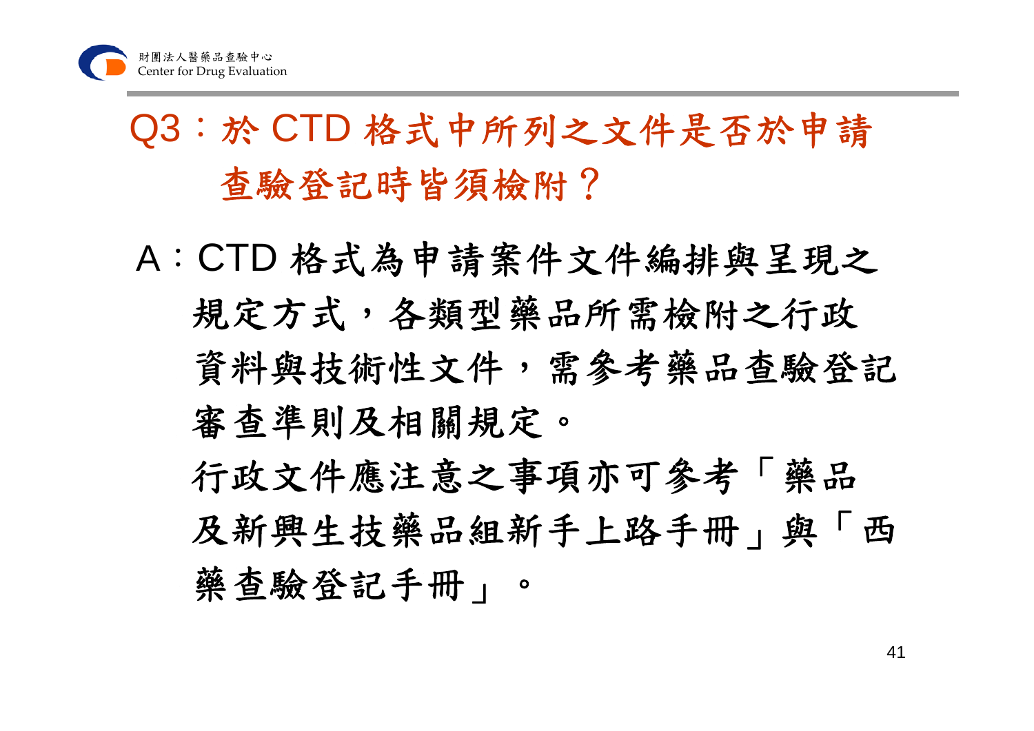## Q3：於 CTD 格式中所列之文件是否於申請查驗登記時皆須檢附？

A：CTD 格式為申請案件文件編排與呈現之規定方式，各類型藥品所需檢附之行政資料與技術性文件，需參考藥品查驗登記審查準則及相關規定。

行政文件應注意之事項亦可參考「藥品及新興生技藥品組新手上路手冊」與「西藥查驗登記手冊」。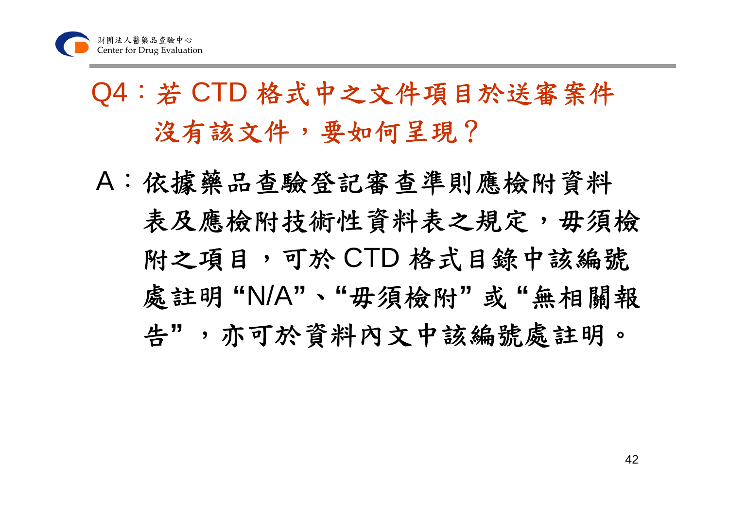## Q4：若 CTD 格式中之文件項目於送審案件沒有該文件，要如何呈現？

A：依據藥品查驗登記審查準則應檢附資料表及應檢附技術性資料表之規定，毋須檢附之項目，可於 CTD 格式目錄中該編號處註明“N/A”、“毋須檢附”或“無相關報告”，亦可於資料內文中該編號處註明。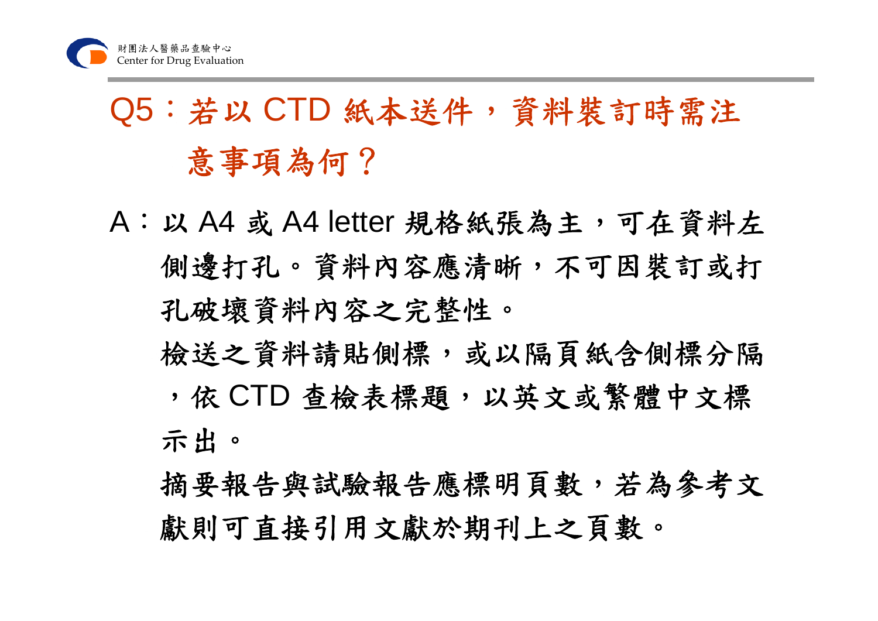## Q5：若以 CTD 紙本送件，資料裝訂時需注意事項為何？

A：以 A4 或 A4 letter 規格紙張為主，可在資料左側邊打孔。資料內容應清晰，不可因裝訂或打孔破壞資料內容之完整性。

檢送之資料請貼側標，或以隔頁紙含側標分隔，依 CTD 查檢表標題，以英文或繁體中文標示出。

摘要報告與試驗報告應標明頁數，若為參考文獻則可直接引用文獻於期刊上之頁數。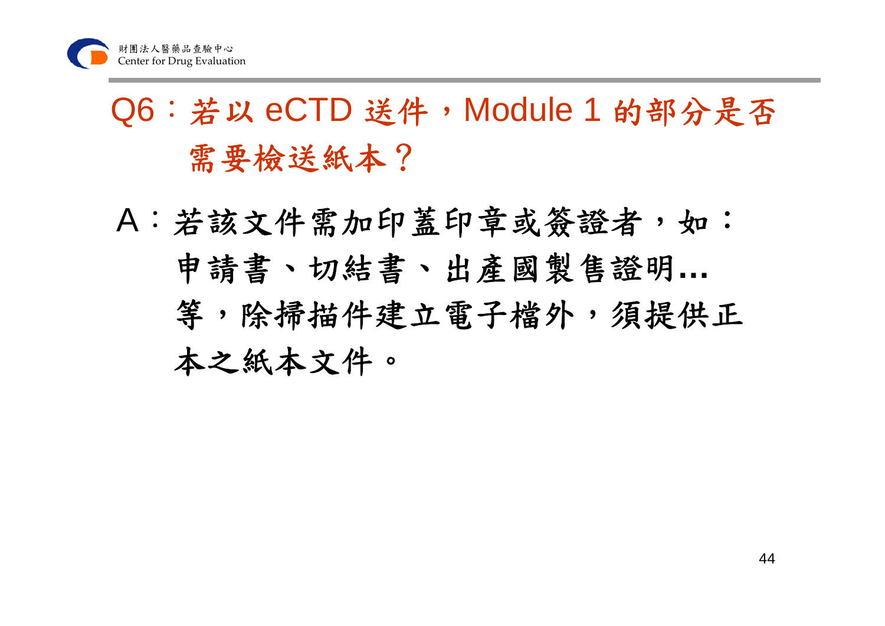## Q6：若以 eCTD 送件，Module 1 的部分是否需要檢送紙本？

A：若該文件需加印蓋印章或簽證者，如：申請書、切結書、出產國製售證明…等，除掃描件建立電子檔外，須提供正本之紙本文件。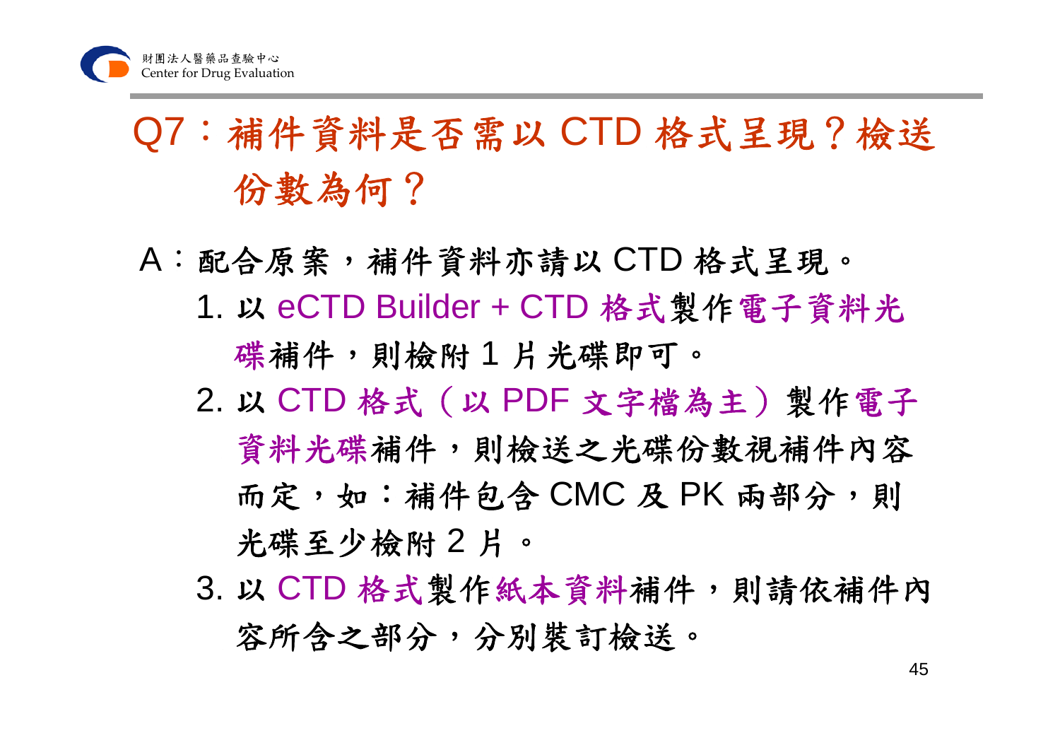# Q7：補件資料是否需以 CTD 格式呈現？檢送份數為何？

A：配合原案，補件資料亦請以 CTD 格式呈現。

1. 以 eCTD Builder + CTD 格式製作電子資料光碟補件，則檢附 1 片光碟即可。
2. 以 CTD 格式（以 PDF 文字檔為主）製作電子資料光碟補件，則檢送之光碟份數視補件內容而定，如：補件包含 CMC 及 PK 兩部分，則光碟至少檢附 2 片。
3. 以 CTD 格式製作紙本資料補件，則請依補件內容所含之部分，分別裝訂檢送。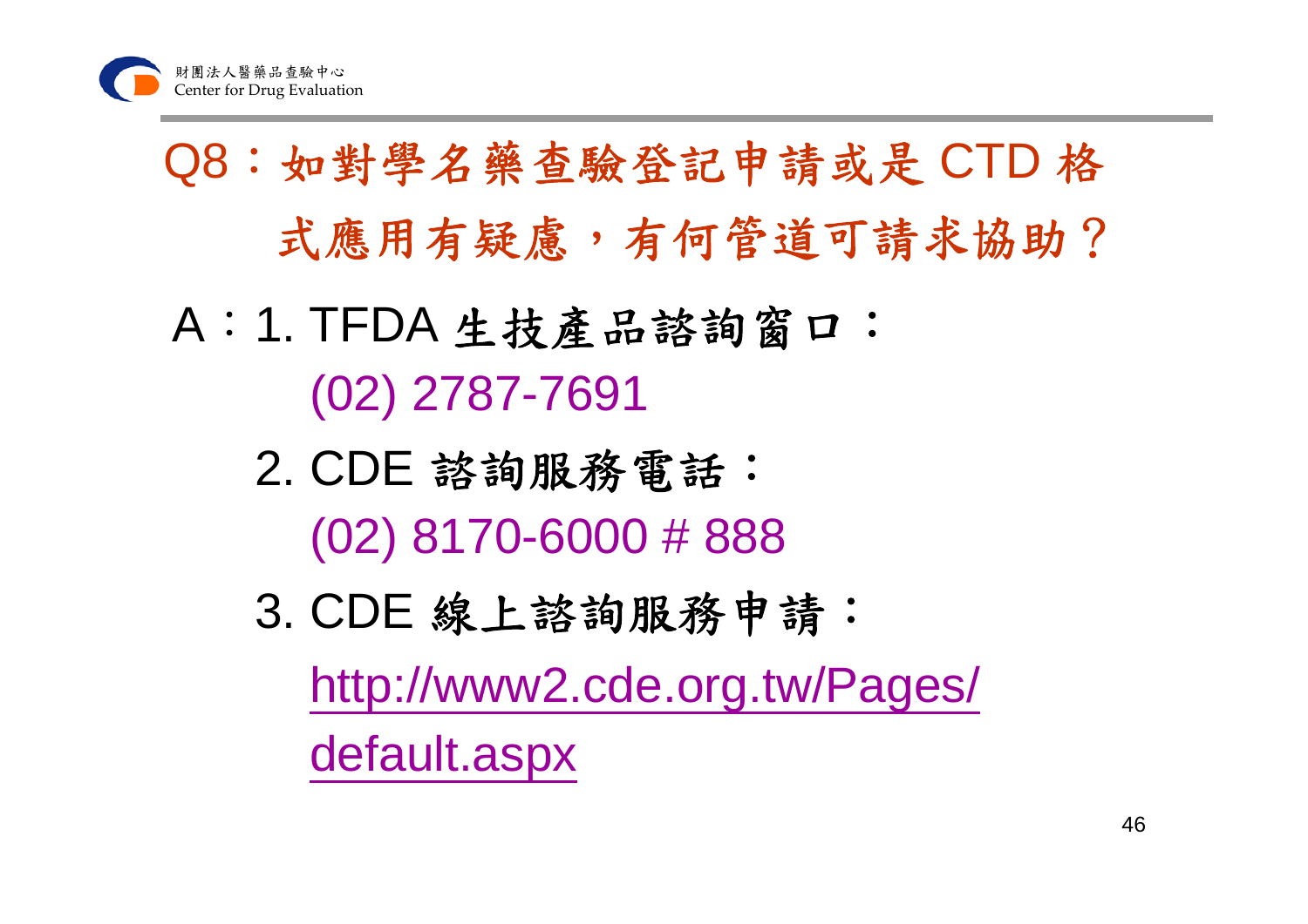## Q8：如對學名藥查驗登記申請或是 CTD 格式應用有疑慮，有何管道可請求協助？

A：1. TFDA 生技產品諮詢窗口：
(02) 2787-7691

2. CDE 諮詢服務電話：
(02) 8170-6000 # 888

3. CDE 線上諮詢服務申請：
http://www2.cde.org.tw/Pages/default.aspx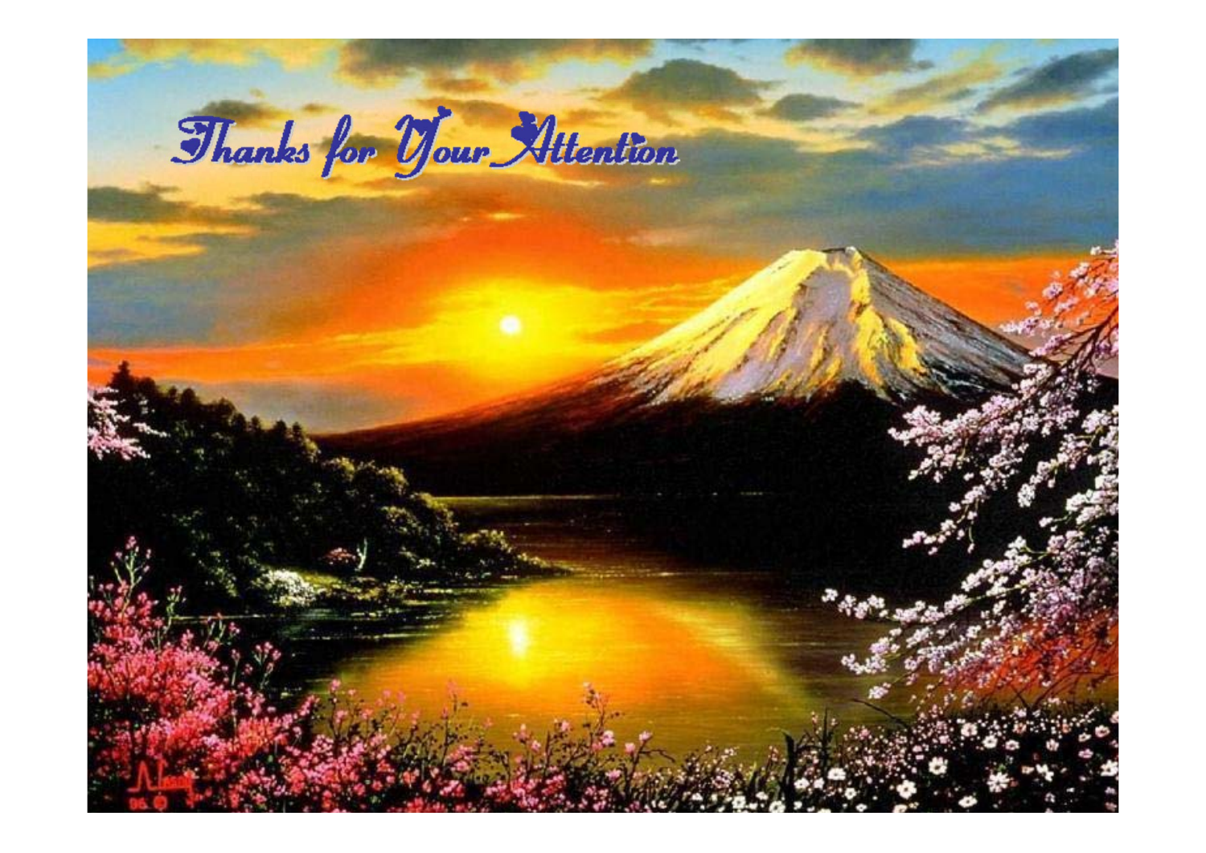Thanks for Your Attention